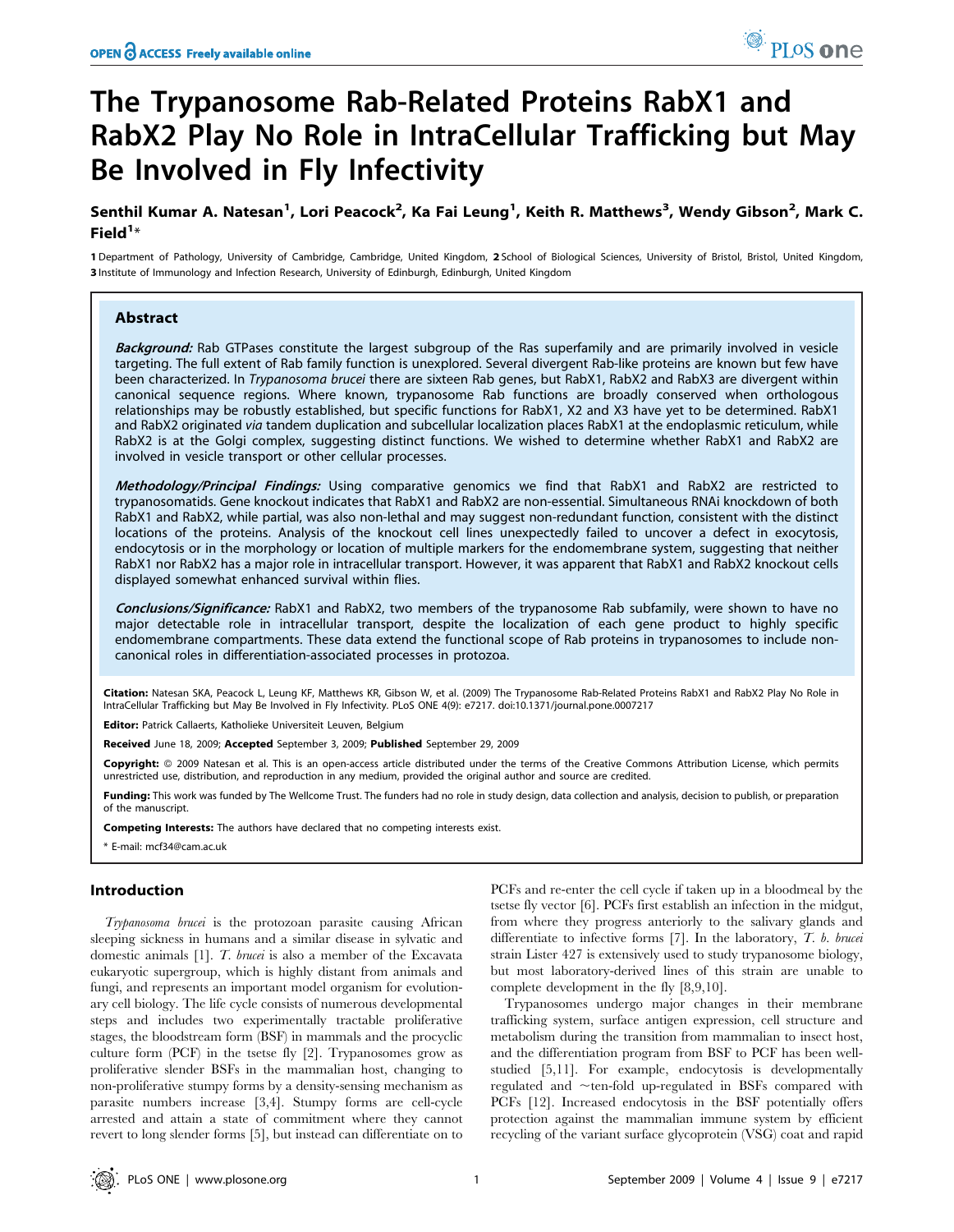# The Trypanosome Rab-Related Proteins RabX1 and RabX2 Play No Role in IntraCellular Trafficking but May Be Involved in Fly Infectivity

**Senthil Kumar A. Natesan[1], Lori Peacock[2], Ka Fai Leung[1], Keith R. Matthews[3], Wendy Gibson[2], Mark C. Field[1]***

**1** Department of Pathology, University of Cambridge, Cambridge, United Kingdom, **2** School of Biological Sciences, University of Bristol, Bristol, United Kingdom, **3** Institute of Immunology and Infection Research, University of Edinburgh, Edinburgh, United Kingdom

## Abstract

***Background:*** Rab GTPases constitute the largest subgroup of the Ras superfamily and are primarily involved in vesicle targeting. The full extent of Rab family function is unexplored. Several divergent Rab-like proteins are known but few have been characterized. In *Trypanosoma brucei* there are sixteen Rab genes, but RabX1, RabX2 and RabX3 are divergent within canonical sequence regions. Where known, trypanosome Rab functions are broadly conserved when orthologous relationships may be robustly established, but specific functions for RabX1, X2 and X3 have yet to be determined. RabX1 and RabX2 originated *via* tandem duplication and subcellular localization places RabX1 at the endoplasmic reticulum, while RabX2 is at the Golgi complex, suggesting distinct functions. We wished to determine whether RabX1 and RabX2 are involved in vesicle transport or other cellular processes.

***Methodology/Principal Findings:*** Using comparative genomics we find that RabX1 and RabX2 are restricted to trypanosomatids. Gene knockout indicates that RabX1 and RabX2 are non-essential. Simultaneous RNAi knockdown of both RabX1 and RabX2, while partial, was also non-lethal and may suggest non-redundant function, consistent with the distinct locations of the proteins. Analysis of the knockout cell lines unexpectedly failed to uncover a defect in exocytosis, endocytosis or in the morphology or location of multiple markers for the endomembrane system, suggesting that neither RabX1 nor RabX2 has a major role in intracellular transport. However, it was apparent that RabX1 and RabX2 knockout cells displayed somewhat enhanced survival within flies.

***Conclusions/Significance:*** RabX1 and RabX2, two members of the trypanosome Rab subfamily, were shown to have no major detectable role in intracellular transport, despite the localization of each gene product to highly specific endomembrane compartments. These data extend the functional scope of Rab proteins in trypanosomes to include non-canonical roles in differentiation-associated processes in protozoa.

**Citation:** Natesan SKA, Peacock L, Leung KF, Matthews KR, Gibson W, et al. (2009) The Trypanosome Rab-Related Proteins RabX1 and RabX2 Play No Role in IntraCellular Trafficking but May Be Involved in Fly Infectivity. PLoS ONE 4(9): e7217. doi:10.1371/journal.pone.0007217

**Editor:** Patrick Callaerts, Katholieke Universiteit Leuven, Belgium

**Received** June 18, 2009; **Accepted** September 3, 2009; **Published** September 29, 2009

**Copyright:** © 2009 Natesan et al. This is an open-access article distributed under the terms of the Creative Commons Attribution License, which permits unrestricted use, distribution, and reproduction in any medium, provided the original author and source are credited.

**Funding:** This work was funded by The Wellcome Trust. The funders had no role in study design, data collection and analysis, decision to publish, or preparation of the manuscript.

**Competing Interests:** The authors have declared that no competing interests exist.

\* E-mail: mcf34@cam.ac.uk

## Introduction

*Trypanosoma brucei* is the protozoan parasite causing African sleeping sickness in humans and a similar disease in sylvatic and domestic animals [1]. *T. brucei* is also a member of the Excavata eukaryotic supergroup, which is highly distant from animals and fungi, and represents an important model organism for evolutionary cell biology. The life cycle consists of numerous developmental steps and includes two experimentally tractable proliferative stages, the bloodstream form (BSF) in mammals and the procyclic culture form (PCF) in the tsetse fly [2]. Trypanosomes grow as proliferative slender BSFs in the mammalian host, changing to non-proliferative stumpy forms by a density-sensing mechanism as parasite numbers increase [3,4]. Stumpy forms are cell-cycle arrested and attain a state of commitment where they cannot revert to long slender forms [5], but instead can differentiate on to PCFs and re-enter the cell cycle if taken up in a bloodmeal by the tsetse fly vector [6]. PCFs first establish an infection in the midgut, from where they progress anteriorly to the salivary glands and differentiate to infective forms [7]. In the laboratory, *T. b. brucei* strain Lister 427 is extensively used to study trypanosome biology, but most laboratory-derived lines of this strain are unable to complete development in the fly [8,9,10].

Trypanosomes undergo major changes in their membrane trafficking system, surface antigen expression, cell structure and metabolism during the transition from mammalian to insect host, and the differentiation program from BSF to PCF has been well-studied [5,11]. For example, endocytosis is developmentally regulated and ~ten-fold up-regulated in BSFs compared with PCFs [12]. Increased endocytosis in the BSF potentially offers protection against the mammalian immune system by efficient recycling of the variant surface glycoprotein (VSG) coat and rapid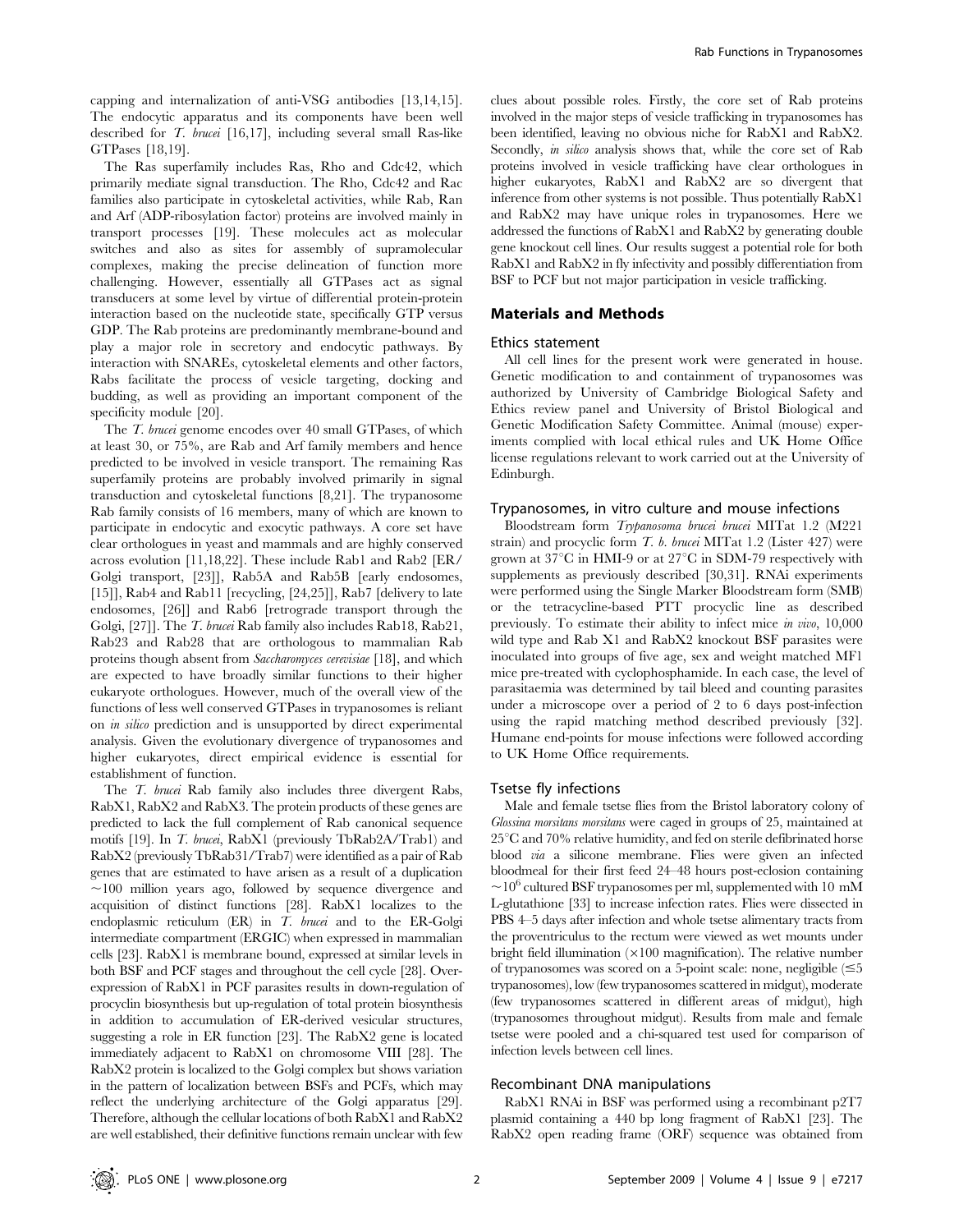capping and internalization of anti-VSG antibodies [13,14,15]. The endocytic apparatus and its components have been well described for *T. brucei* [16,17], including several small Ras-like GTPases [18,19].

The Ras superfamily includes Ras, Rho and Cdc42, which primarily mediate signal transduction. The Rho, Cdc42 and Rac families also participate in cytoskeletal activities, while Rab, Ran and Arf (ADP-ribosylation factor) proteins are involved mainly in transport processes [19]. These molecules act as molecular switches and also as sites for assembly of supramolecular complexes, making the precise delineation of function more challenging. However, essentially all GTPases act as signal transducers at some level by virtue of differential protein-protein interaction based on the nucleotide state, specifically GTP versus GDP. The Rab proteins are predominantly membrane-bound and play a major role in secretory and endocytic pathways. By interaction with SNAREs, cytoskeletal elements and other factors, Rabs facilitate the process of vesicle targeting, docking and budding, as well as providing an important component of the specificity module [20].

The *T. brucei* genome encodes over 40 small GTPases, of which at least 30, or 75%, are Rab and Arf family members and hence predicted to be involved in vesicle transport. The remaining Ras superfamily proteins are probably involved primarily in signal transduction and cytoskeletal functions [8,21]. The trypanosome Rab family consists of 16 members, many of which are known to participate in endocytic and exocytic pathways. A core set have clear orthologues in yeast and mammals and are highly conserved across evolution [11,18,22]. These include Rab1 and Rab2 [ER/Golgi transport, [23]], Rab5A and Rab5B [early endosomes, [15]], Rab4 and Rab11 [recycling, [24,25]], Rab7 [delivery to late endosomes, [26]] and Rab6 [retrograde transport through the Golgi, [27]]. The *T. brucei* Rab family also includes Rab18, Rab21, Rab23 and Rab28 that are orthologous to mammalian Rab proteins though absent from *Saccharomyces cerevisiae* [18], and which are expected to have broadly similar functions to their higher eukaryote orthologues. However, much of the overall view of the functions of less well conserved GTPases in trypanosomes is reliant on *in silico* prediction and is unsupported by direct experimental analysis. Given the evolutionary divergence of trypanosomes and higher eukaryotes, direct empirical evidence is essential for establishment of function.

The *T. brucei* Rab family also includes three divergent Rabs, RabX1, RabX2 and RabX3. The protein products of these genes are predicted to lack the full complement of Rab canonical sequence motifs [19]. In *T. brucei*, RabX1 (previously TbRab2A/Trab1) and RabX2 (previously TbRab31/Trab7) were identified as a pair of Rab genes that are estimated to have arisen as a result of a duplication ~100 million years ago, followed by sequence divergence and acquisition of distinct functions [28]. RabX1 localizes to the endoplasmic reticulum (ER) in *T. brucei* and to the ER-Golgi intermediate compartment (ERGIC) when expressed in mammalian cells [23]. RabX1 is membrane bound, expressed at similar levels in both BSF and PCF stages and throughout the cell cycle [28]. Over-expression of RabX1 in PCF parasites results in down-regulation of procyclin biosynthesis but up-regulation of total protein biosynthesis in addition to accumulation of ER-derived vesicular structures, suggesting a role in ER function [23]. The RabX2 gene is located immediately adjacent to RabX1 on chromosome VIII [28]. The RabX2 protein is localized to the Golgi complex but shows variation in the pattern of localization between BSFs and PCFs, which may reflect the underlying architecture of the Golgi apparatus [29]. Therefore, although the cellular locations of both RabX1 and RabX2 are well established, their definitive functions remain unclear with few clues about possible roles. Firstly, the core set of Rab proteins involved in the major steps of vesicle trafficking in trypanosomes has been identified, leaving no obvious niche for RabX1 and RabX2. Secondly, *in silico* analysis shows that, while the core set of Rab proteins involved in vesicle trafficking have clear orthologues in higher eukaryotes, RabX1 and RabX2 are so divergent that inference from other systems is not possible. Thus potentially RabX1 and RabX2 may have unique roles in trypanosomes. Here we addressed the functions of RabX1 and RabX2 by generating double gene knockout cell lines. Our results suggest a potential role for both RabX1 and RabX2 in fly infectivity and possibly differentiation from BSF to PCF but not major participation in vesicle trafficking.

## Materials and Methods

### Ethics statement

All cell lines for the present work were generated in house. Genetic modification to and containment of trypanosomes was authorized by University of Cambridge Biological Safety and Ethics review panel and University of Bristol Biological and Genetic Modification Safety Committee. Animal (mouse) experiments complied with local ethical rules and UK Home Office license regulations relevant to work carried out at the University of Edinburgh.

### Trypanosomes, in vitro culture and mouse infections

Bloodstream form *Trypanosoma brucei brucei* MITat 1.2 (M221 strain) and procyclic form *T. b. brucei* MITat 1.2 (Lister 427) were grown at 37°C in HMI-9 or at 27°C in SDM-79 respectively with supplements as previously described [30,31]. RNAi experiments were performed using the Single Marker Bloodstream form (SMB) or the tetracycline-based PTT procyclic line as described previously. To estimate their ability to infect mice *in vivo*, 10,000 wild type and Rab X1 and RabX2 knockout BSF parasites were inoculated into groups of five age, sex and weight matched MF1 mice pre-treated with cyclophosphamide. In each case, the level of parasitaemia was determined by tail bleed and counting parasites under a microscope over a period of 2 to 6 days post-infection using the rapid matching method described previously [32]. Humane end-points for mouse infections were followed according to UK Home Office requirements.

### Tsetse fly infections

Male and female tsetse flies from the Bristol laboratory colony of *Glossina morsitans morsitans* were caged in groups of 25, maintained at 25°C and 70% relative humidity, and fed on sterile defibrinated horse blood *via* a silicone membrane. Flies were given an infected bloodmeal for their first feed 24–48 hours post-eclosion containing $\sim 10^6$ cultured BSF trypanosomes per ml, supplemented with 10 mM L-glutathione [33] to increase infection rates. Flies were dissected in PBS 4–5 days after infection and whole tsetse alimentary tracts from the proventriculus to the rectum were viewed as wet mounts under bright field illumination (×100 magnification). The relative number of trypanosomes was scored on a 5-point scale: none, negligible (≤5 trypanosomes), low (few trypanosomes scattered in midgut), moderate (few trypanosomes scattered in different areas of midgut), high (trypanosomes throughout midgut). Results from male and female tsetse were pooled and a chi-squared test used for comparison of infection levels between cell lines.

### Recombinant DNA manipulations

RabX1 RNAi in BSF was performed using a recombinant p2T7 plasmid containing a 440 bp long fragment of RabX1 [23]. The RabX2 open reading frame (ORF) sequence was obtained from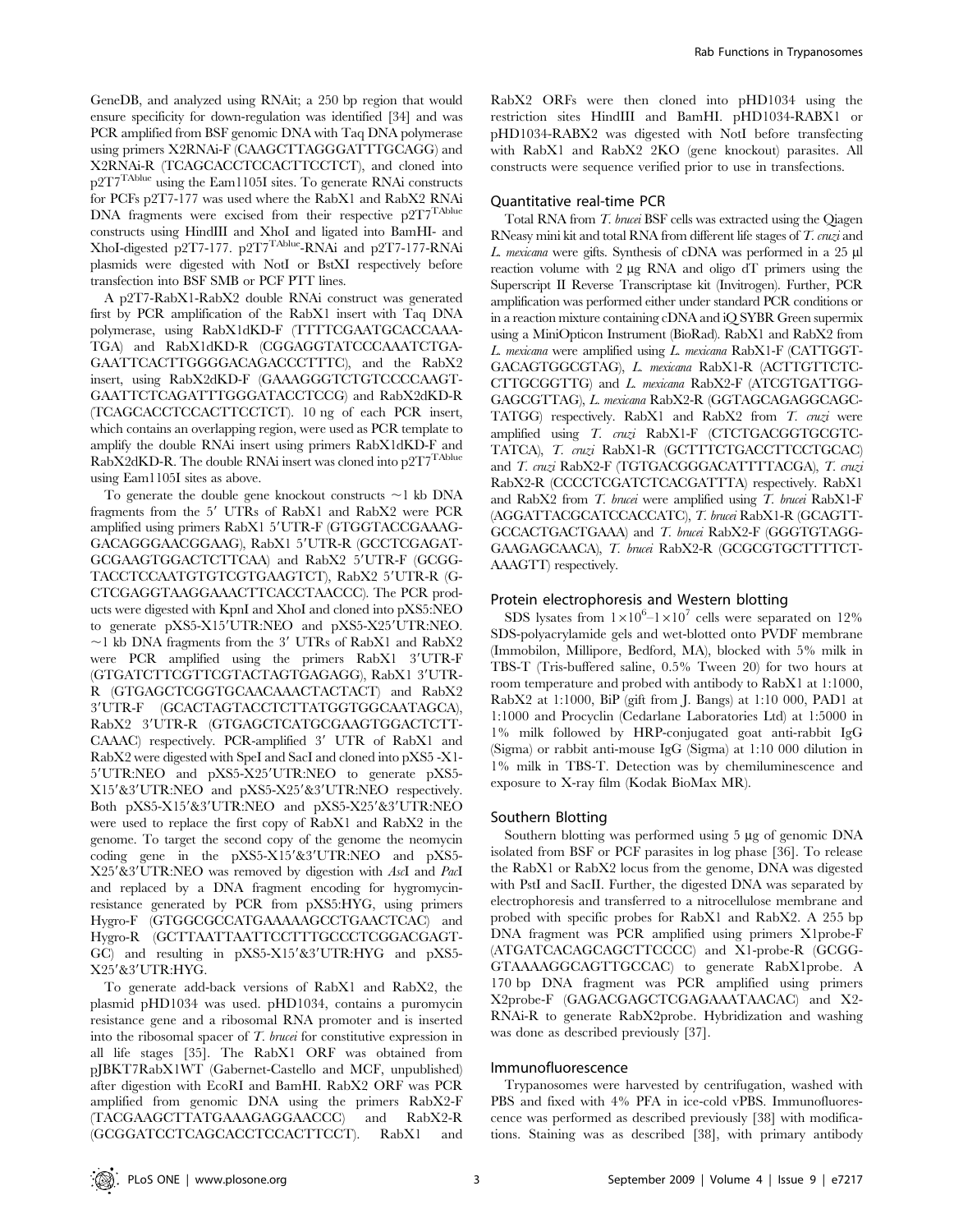GeneDB, and analyzed using RNAit; a 250 bp region that would ensure specificity for down-regulation was identified [34] and was PCR amplified from BSF genomic DNA with Taq DNA polymerase using primers X2RNAi-F (CAAGCTTAGGGATTTGCAGG) and X2RNAi-R (TCAGCACCTCCACTTCCTCT), and cloned into p2T7$^{TAblue}$ using the Eam1105I sites. To generate RNAi constructs for PCFs p2T7-177 was used where the RabX1 and RabX2 RNAi DNA fragments were excised from their respective p2T7$^{TAblue}$ constructs using HindIII and XhoI and ligated into BamHI- and XhoI-digested p2T7-177. p2T7$^{TAblue}$-RNAi and p2T7-177-RNAi plasmids were digested with NotI or BstXI respectively before transfection into BSF SMB or PCF PTT lines.

A p2T7-RabX1-RabX2 double RNAi construct was generated first by PCR amplification of the RabX1 insert with Taq DNA polymerase, using RabX1dKD-F (TTTTCGAATGCACCAAATGA) and RabX1dKD-R (CGGAGGTATCCCAAATCTGAGAATTCACTTGGGGACAGACCCCTTTC), and the RabX2 insert, using RabX2dKD-F (GAAAGGGTCTGTCCCCAAGTGAATTCTCAGATTTGGGATACCTCCG) and RabX2dKD-R (TCAGCACCTCCACTTCCTCT). 10 ng of each PCR insert, which contains an overlapping region, were used as PCR template to amplify the double RNAi insert using primers RabX1dKD-F and RabX2dKD-R. The double RNAi insert was cloned into p2T7$^{TAblue}$ using Eam1105I sites as above.

To generate the double gene knockout constructs ~1 kb DNA fragments from the 5′ UTRs of RabX1 and RabX2 were PCR amplified using primers RabX1 5′UTR-F (GTGGTACCGAAAGGACAGGGAACGGAAG), RabX1 5′UTR-R (GCCTCGAGATGCGAAGTGGACTCTTCAA) and RabX2 5′UTR-F (GCGGTACCTCCAATGTGTCGTGAAGTCT), RabX2 5′UTR-R (GCTCGAGGTAAGGAAACTTCACCTAACCC). The PCR products were digested with KpnI and XhoI and cloned into pXS5:NEO to generate pXS5-X15′UTR:NEO and pXS5-X25′UTR:NEO. ~1 kb DNA fragments from the 3′ UTRs of RabX1 and RabX2 were PCR amplified using the primers RabX1 3′UTR-F (GTGATCTTCGTTCGTACTAGTGAGAGG), RabX1 3′UTR-R (GTGAGCTCGGTGCAACAAACTACTACT) and RabX2 3′UTR-F (GCACTAGTACCTCTTATGGTGGCAATAGCA), RabX2 3′UTR-R (GTGAGCTCATGCGAAGTGGACTCTTCAAAC) respectively. PCR-amplified 3′ UTR of RabX1 and RabX2 were digested with SpeI and SacI and cloned into pXS5 -X1-5′UTR:NEO and pXS5-X25′UTR:NEO to generate pXS5-X15′&3′UTR:NEO and pXS5-X25′&3′UTR:NEO respectively. Both pXS5-X15′&3′UTR:NEO and pXS5-X25′&3′UTR:NEO were used to replace the first copy of RabX1 and RabX2 in the genome. To target the second copy of the genome the neomycin coding gene in the pXS5-X15′&3′UTR:NEO and pXS5-X25′&3′UTR:NEO was removed by digestion with *Asc*I and *Pac*I and replaced by a DNA fragment encoding for hygromycin-resistance generated by PCR from pXS5:HYG, using primers Hygro-F (GTGGCGCGCCATGAAAAAGCCTGAACTCAC) and Hygro-R (GCTTAATTAATTCCTTTGCCCTCGGACGAGTGC) and resulting in pXS5-X15′&3′UTR:HYG and pXS5-X25′&3′UTR:HYG.

To generate add-back versions of RabX1 and RabX2, the plasmid pHD1034 was used. pHD1034, contains a puromycin resistance gene and a ribosomal RNA promoter and is inserted into the ribosomal spacer of *T. brucei* for constitutive expression in all life stages [35]. The RabX1 ORF was obtained from pJBKT7RabX1WT (Gabernet-Castello and MCF, unpublished) after digestion with EcoRI and BamHI. RabX2 ORF was PCR amplified from genomic DNA using the primers RabX2-F (TACGAAGCTTATGAAAGAGGAACCC) and RabX2-R (GCGGATCCTCAGCACCTCCACTTCCT). RabX1 and RabX2 ORFs were then cloned into pHD1034 using the restriction sites HindIII and BamHI. pHD1034-RABX1 or pHD1034-RABX2 was digested with NotI before transfecting with RabX1 and RabX2 2KO (gene knockout) parasites. All constructs were sequence verified prior to use in transfections.

## Quantitative real-time PCR

Total RNA from *T. brucei* BSF cells was extracted using the Qiagen RNeasy mini kit and total RNA from different life stages of *T. cruzi* and *L. mexicana* were gifts. Synthesis of cDNA was performed in a 25 µl reaction volume with 2 µg RNA and oligo dT primers using the Superscript II Reverse Transcriptase kit (Invitrogen). Further, PCR amplification was performed either under standard PCR conditions or in a reaction mixture containing cDNA and iQ SYBR Green supermix using a MiniOpticon Instrument (BioRad). RabX1 and RabX2 from *L. mexicana* were amplified using *L. mexicana* RabX1-F (CATTGGTGACAGTGGCGTAG), *L. mexicana* RabX1-R (ACTTGTTCTCCTTGCGGTTG) and *L. mexicana* RabX2-F (ATCGTGATTGGGAGCGTTAG), *L. mexicana* RabX2-R (GGTAGCAGAGGCAGCTATGG) respectively. RabX1 and RabX2 from *T. cruzi* were amplified using *T. cruzi* RabX1-F (CTCTGACGGTGCGTCTATCA), *T. cruzi* RabX1-R (GCTTTCTGACCTTCCTGCAC) and *T. cruzi* RabX2-F (TGTGACGGGACATTTTACGA), *T. cruzi* RabX2-R (CCCCTCGATCTCACGATTTA) respectively. RabX1 and RabX2 from *T. brucei* were amplified using *T. brucei* RabX1-F (AGGATTACGCATCCACCATC), *T. brucei* RabX1-R (GCAGTTGCCACTGACTGAAA) and *T. brucei* RabX2-F (GGGTGTAGGGAAGAGCAACA), *T. brucei* RabX2-R (GCGCGTGCTTTTCTAAAGTT) respectively.

## Protein electrophoresis and Western blotting

SDS lysates from $1\times10^6$–$1\times10^7$ cells were separated on 12% SDS-polyacrylamide gels and wet-blotted onto PVDF membrane (Immobilon, Millipore, Bedford, MA), blocked with 5% milk in TBS-T (Tris-buffered saline, 0.5% Tween 20) for two hours at room temperature and probed with antibody to RabX1 at 1:1000, RabX2 at 1:1000, BiP (gift from J. Bangs) at 1:10 000, PAD1 at 1:1000 and Procyclin (Cedarlane Laboratories Ltd) at 1:5000 in 1% milk followed by HRP-conjugated goat anti-rabbit IgG (Sigma) or rabbit anti-mouse IgG (Sigma) at 1:10 000 dilution in 1% milk in TBS-T. Detection was by chemiluminescence and exposure to X-ray film (Kodak BioMax MR).

## Southern Blotting

Southern blotting was performed using 5 µg of genomic DNA isolated from BSF or PCF parasites in log phase [36]. To release the RabX1 or RabX2 locus from the genome, DNA was digested with PstI and SacII. Further, the digested DNA was separated by electrophoresis and transferred to a nitrocellulose membrane and probed with specific probes for RabX1 and RabX2. A 255 bp DNA fragment was PCR amplified using primers X1probe-F (ATGATCACAGCAGCTTCCCC) and X1-probe-R (GCGGGTAAAAGGCAGTTGCCAC) to generate RabX1probe. A 170 bp DNA fragment was PCR amplified using primers X2probe-F (GAGACGAGCTCGAGAAATAACAC) and X2-RNAi-R to generate RabX2probe. Hybridization and washing was done as described previously [37].

## Immunofluorescence

Trypanosomes were harvested by centrifugation, washed with PBS and fixed with 4% PFA in ice-cold vPBS. Immunofluorescence was performed as described previously [38] with modifications. Staining was as described [38], with primary antibody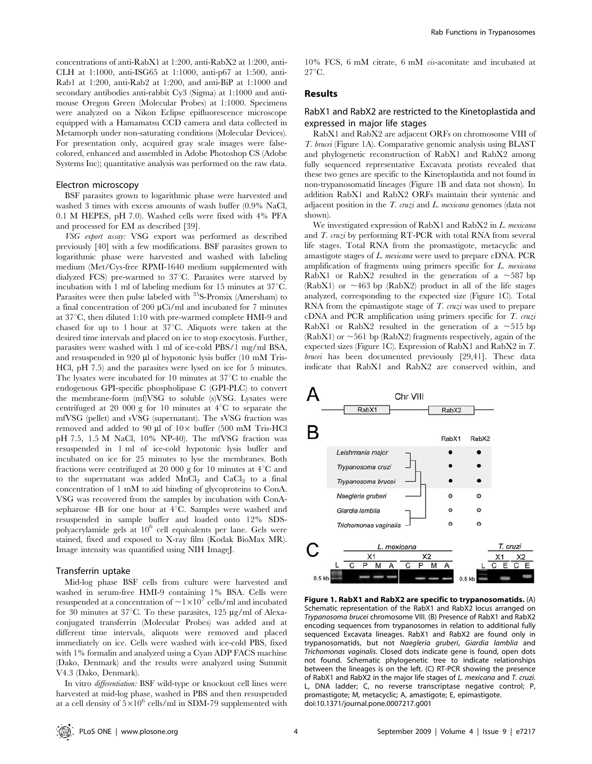concentrations of anti-RabX1 at 1:200, anti-RabX2 at 1:200, anti-CLH at 1:1000, anti-ISG65 at 1:1000, anti-p67 at 1:500, anti-Rab1 at 1:200, anti-Rab2 at 1:200, and anti-BiP at 1:1000 and secondary antibodies anti-rabbit Cy3 (Sigma) at 1:1000 and anti-mouse Oregon Green (Molecular Probes) at 1:1000. Specimens were analyzed on a Nikon Eclipse epifluorescence microscope equipped with a Hamamatsu CCD camera and data collected in Metamorph under non-saturating conditions (Molecular Devices). For presentation only, acquired gray scale images were false-colored, enhanced and assembled in Adobe Photoshop CS (Adobe Systems Inc); quantitative analysis was performed on the raw data.

### Electron microscopy

BSF parasites grown to logarithmic phase were harvested and washed 3 times with excess amounts of wash buffer (0.9% NaCl, 0.1 M HEPES, pH 7.0). Washed cells were fixed with 4% PFA and processed for EM as described [39].

*VSG export assay:* VSG export was performed as described previously [40] with a few modifications. BSF parasites grown to logarithmic phase were harvested and washed with labeling medium (Met/Cys-free RPMI-1640 medium supplemented with dialyzed FCS) pre-warmed to 37°C. Parasites were starved by incubation with 1 ml of labeling medium for 15 minutes at 37°C. Parasites were then pulse labeled with $^{35}$S-Promix (Amersham) to a final concentration of 200 µCi/ml and incubated for 7 minutes at 37°C, then diluted 1:10 with pre-warmed complete HMI-9 and chased for up to 1 hour at 37°C. Aliquots were taken at the desired time intervals and placed on ice to stop exocytosis. Further, parasites were washed with 1 ml of ice-cold PBS/1 mg/ml BSA, and resuspended in 920 µl of hypotonic lysis buffer (10 mM Tris-HCl, pH 7.5) and the parasites were lysed on ice for 5 minutes. The lysates were incubated for 10 minutes at 37°C to enable the endogenous GPI-specific phospholipase C (GPI-PLC) to convert the membrane-form (mf)VSG to soluble (s)VSG. Lysates were centrifuged at 20 000 g for 10 minutes at 4°C to separate the mfVSG (pellet) and sVSG (supernatant). The sVSG fraction was removed and added to 90 µl of 10× buffer (500 mM Tris-HCl pH 7.5, 1.5 M NaCl, 10% NP-40). The mfVSG fraction was resuspended in 1 ml of ice-cold hypotonic lysis buffer and incubated on ice for 25 minutes to lyse the membranes. Both fractions were centrifuged at 20 000 g for 10 minutes at 4°C and to the supernatant was added $MnCl_2$ and $CaCl_2$ to a final concentration of 1 mM to aid binding of glycoproteins to ConA. VSG was recovered from the samples by incubation with ConA-sepharose 4B for one hour at 4°C. Samples were washed and resuspended in sample buffer and loaded onto 12% SDS-polyacrylamide gels at $10^6$ cell equivalents per lane. Gels were stained, fixed and exposed to X-ray film (Kodak BioMax MR). Image intensity was quantified using NIH ImageJ.

### Transferrin uptake

Mid-log phase BSF cells from culture were harvested and washed in serum-free HMI-9 containing 1% BSA. Cells were resuspended at a concentration of $\sim 1 \times 10^7$ cells/ml and incubated for 30 minutes at 37°C. To these parasites, 125 µg/ml of Alexa-conjugated transferrin (Molecular Probes) was added and at different time intervals, aliquots were removed and placed immediately on ice. Cells were washed with ice-cold PBS, fixed with 1% formalin and analyzed using a Cyan ADP FACS machine (Dako, Denmark) and the results were analyzed using Summit V4.3 (Dako, Denmark).

In vitro *differentiation:* BSF wild-type or knockout cell lines were harvested at mid-log phase, washed in PBS and then resuspended at a cell density of $5 \times 10^6$ cells/ml in SDM-79 supplemented with 10% FCS, 6 mM citrate, 6 mM *cis*-aconitate and incubated at 27°C.

## Results

### RabX1 and RabX2 are restricted to the Kinetoplastida and expressed in major life stages

RabX1 and RabX2 are adjacent ORFs on chromosome VIII of *T. brucei* (Figure 1A). Comparative genomic analysis using BLAST and phylogenetic reconstruction of RabX1 and RabX2 among fully sequenced representative Excavata protists revealed that these two genes are specific to the Kinetoplastida and not found in non-trypanosomatid lineages (Figure 1B and data not shown). In addition RabX1 and RabX2 ORFs maintain their syntenic and adjacent position in the *T. cruzi* and *L. mexicana* genomes (data not shown).

We investigated expression of RabX1 and RabX2 in *L. mexicana* and *T. cruzi* by performing RT-PCR with total RNA from several life stages. Total RNA from the promastigote, metacyclic and amastigote stages of *L. mexicana* were used to prepare cDNA. PCR amplification of fragments using primers specific for *L. mexicana* RabX1 or RabX2 resulted in the generation of a ~587 bp (RabX1) or ~463 bp (RabX2) product in all of the life stages analyzed, corresponding to the expected size (Figure 1C). Total RNA from the epimastigote stage of *T. cruzi* was used to prepare cDNA and PCR amplification using primers specific for *T. cruzi* RabX1 or RabX2 resulted in the generation of a ~515 bp (RabX1) or ~561 bp (RabX2) fragments respectively, again of the expected sizes (Figure 1C). Expression of RabX1 and RabX2 in *T. brucei* has been documented previously [29,41]. These data indicate that RabX1 and RabX2 are conserved within, and

**Figure 1. RabX1 and RabX2 are specific to trypanosomatids.** (A) Schematic representation of the RabX1 and RabX2 locus arranged on *Trypanosoma brucei* chromosome VIII. (B) Presence of RabX1 and RabX2 encoding sequences from trypanosomes in relation to additional fully sequenced Excavata lineages. RabX1 and RabX2 are found only in trypanosomatids, but not *Naegleria gruberi*, *Giardia lamblia* and *Trichomonas vaginalis*. Closed dots indicate gene is found, open dots not found. Schematic phylogenetic tree to indicate relationships between the lineages is on the left. (C) RT-PCR showing the presence of RabX1 and RabX2 in the major life stages of *L. mexicana* and *T. cruzi*. L, DNA ladder; C, no reverse transcriptase negative control; P, promastigote; M, metacyclic; A, amastigote; E, epimastigote.
doi:10.1371/journal.pone.0007217.g001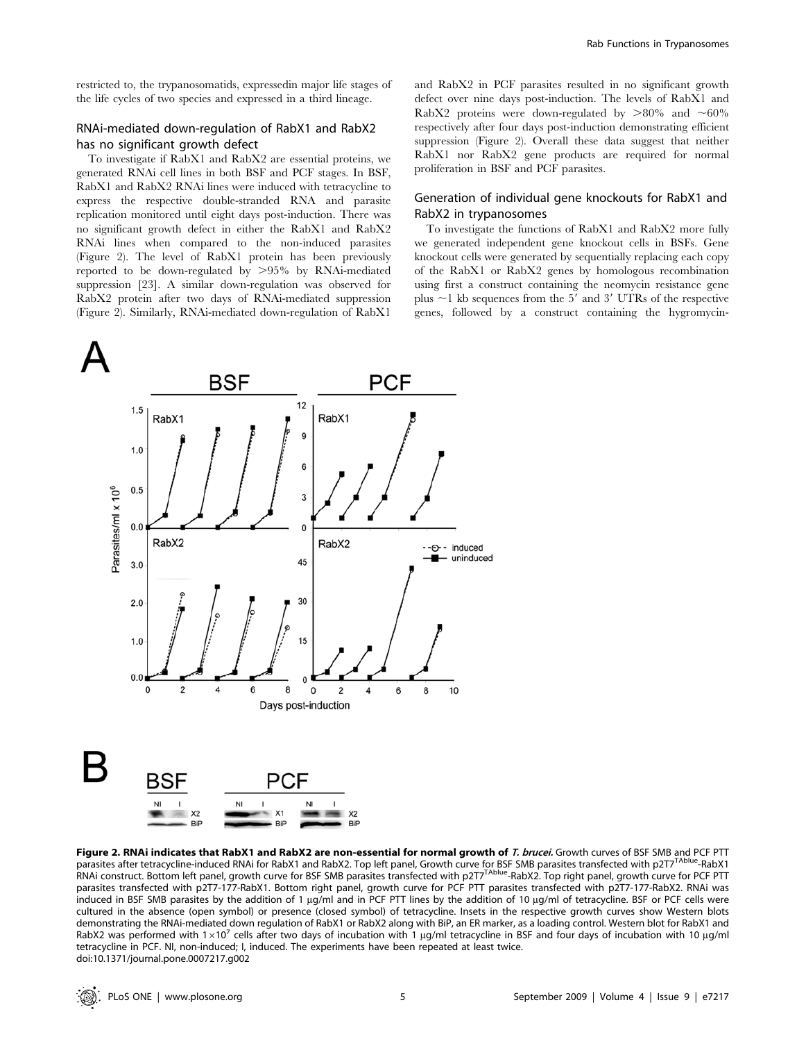restricted to, the trypanosomatids, expressedin major life stages of the life cycles of two species and expressed in a third lineage.

## RNAi-mediated down-regulation of RabX1 and RabX2 has no significant growth defect

To investigate if RabX1 and RabX2 are essential proteins, we generated RNAi cell lines in both BSF and PCF stages. In BSF, RabX1 and RabX2 RNAi lines were induced with tetracycline to express the respective double-stranded RNA and parasite replication monitored until eight days post-induction. There was no significant growth defect in either the RabX1 and RabX2 RNAi lines when compared to the non-induced parasites (Figure 2). The level of RabX1 protein has been previously reported to be down-regulated by >95% by RNAi-mediated suppression [23]. A similar down-regulation was observed for RabX2 protein after two days of RNAi-mediated suppression (Figure 2). Similarly, RNAi-mediated down-regulation of RabX1 and RabX2 in PCF parasites resulted in no significant growth defect over nine days post-induction. The levels of RabX1 and RabX2 proteins were down-regulated by >80% and ~60% respectively after four days post-induction demonstrating efficient suppression (Figure 2). Overall these data suggest that neither RabX1 nor RabX2 gene products are required for normal proliferation in BSF and PCF parasites.

## Generation of individual gene knockouts for RabX1 and RabX2 in trypanosomes

To investigate the functions of RabX1 and RabX2 more fully we generated independent gene knockout cells in BSFs. Gene knockout cells were generated by sequentially replacing each copy of the RabX1 or RabX2 genes by homologous recombination using first a construct containing the neomycin resistance gene plus ~1 kb sequences from the 5′ and 3′ UTRs of the respective genes, followed by a construct containing the hygromycin-

**Figure 2. RNAi indicates that RabX1 and RabX2 are non-essential for normal growth of *T. brucei*.** Growth curves of BSF SMB and PCF PTT parasites after tetracycline-induced RNAi for RabX1 and RabX2. Top left panel, Growth curve for BSF SMB parasites transfected with p2T7[TAblue]-RabX1 RNAi construct. Bottom left panel, growth curve for BSF SMB parasites transfected with p2T7[TAblue]-RabX2. Top right panel, growth curve for PCF PTT parasites transfected with p2T7-177-RabX1. Bottom right panel, growth curve for PCF PTT parasites transfected with p2T7-177-RabX2. RNAi was induced in BSF SMB parasites by the addition of 1 µg/ml and in PCF PTT lines by the addition of 10 µg/ml of tetracycline. BSF or PCF cells were cultured in the absence (open symbol) or presence (closed symbol) of tetracycline. Insets in the respective growth curves show Western blots demonstrating the RNAi-mediated down regulation of RabX1 or RabX2 along with BiP, an ER marker, as a loading control. Western blot for RabX1 and RabX2 was performed with $1\times10^7$ cells after two days of incubation with 1 µg/ml tetracycline in BSF and four days of incubation with 10 µg/ml tetracycline in PCF. NI, non-induced; I, induced. The experiments have been repeated at least twice.
doi:10.1371/journal.pone.0007217.g002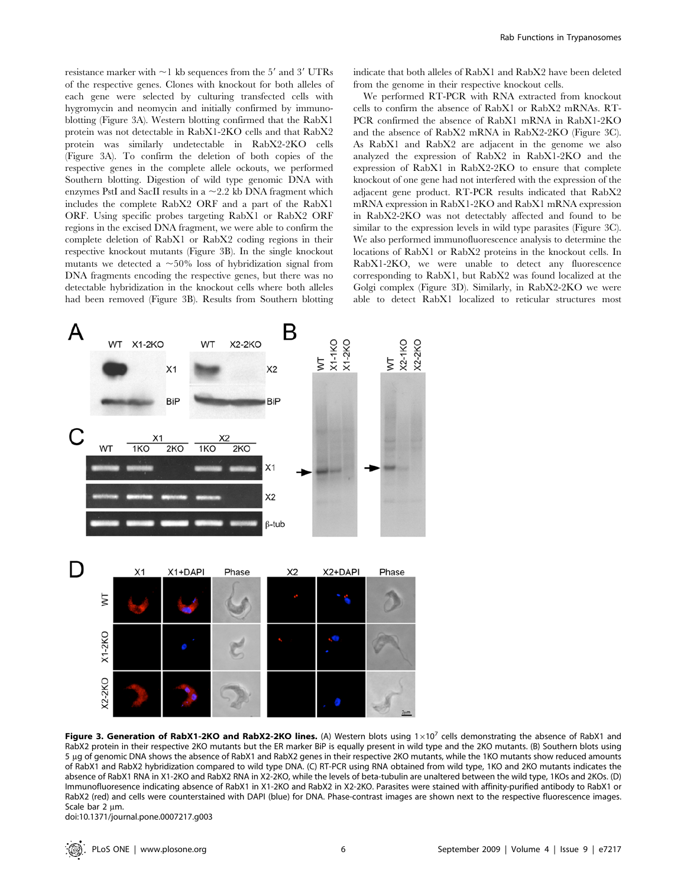resistance marker with ~1 kb sequences from the 5′ and 3′ UTRs of the respective genes. Clones with knockout for both alleles of each gene were selected by culturing transfected cells with hygromycin and neomycin and initially confirmed by immunoblotting (Figure 3A). Western blotting confirmed that the RabX1 protein was not detectable in RabX1-2KO cells and that RabX2 protein was similarly undetectable in RabX2-2KO cells (Figure 3A). To confirm the deletion of both copies of the respective genes in the complete allele ockouts, we performed Southern blotting. Digestion of wild type genomic DNA with enzymes PstI and SacII results in a ~2.2 kb DNA fragment which includes the complete RabX2 ORF and a part of the RabX1 ORF. Using specific probes targeting RabX1 or RabX2 ORF regions in the excised DNA fragment, we were able to confirm the complete deletion of RabX1 or RabX2 coding regions in their respective knockout mutants (Figure 3B). In the single knockout mutants we detected a ~50% loss of hybridization signal from DNA fragments encoding the respective genes, but there was no detectable hybridization in the knockout cells where both alleles had been removed (Figure 3B). Results from Southern blotting indicate that both alleles of RabX1 and RabX2 have been deleted from the genome in their respective knockout cells.

We performed RT-PCR with RNA extracted from knockout cells to confirm the absence of RabX1 or RabX2 mRNAs. RT-PCR confirmed the absence of RabX1 mRNA in RabX1-2KO and the absence of RabX2 mRNA in RabX2-2KO (Figure 3C). As RabX1 and RabX2 are adjacent in the genome we also analyzed the expression of RabX2 in RabX1-2KO and the expression of RabX1 in RabX2-2KO to ensure that complete knockout of one gene had not interfered with the expression of the adjacent gene product. RT-PCR results indicated that RabX2 mRNA expression in RabX1-2KO and RabX1 mRNA expression in RabX2-2KO was not detectably affected and found to be similar to the expression levels in wild type parasites (Figure 3C). We also performed immunofluorescence analysis to determine the locations of RabX1 or RabX2 proteins in the knockout cells. In RabX1-2KO, we were unable to detect any fluorescence corresponding to RabX1, but RabX2 was found localized at the Golgi complex (Figure 3D). Similarly, in RabX2-2KO we were able to detect RabX1 localized to reticular structures most

**Figure 3. Generation of RabX1-2KO and RabX2-2KO lines.** (A) Western blots using $1\times10^7$ cells demonstrating the absence of RabX1 and RabX2 protein in their respective 2KO mutants but the ER marker BiP is equally present in wild type and the 2KO mutants. (B) Southern blots using 5 µg of genomic DNA shows the absence of RabX1 and RabX2 genes in their respective 2KO mutants, while the 1KO mutants show reduced amounts of RabX1 and RabX2 hybridization compared to wild type DNA. (C) RT-PCR using RNA obtained from wild type, 1KO and 2KO mutants indicates the absence of RabX1 RNA in X1-2KO and RabX2 RNA in X2-2KO, while the levels of beta-tubulin are unaltered between the wild type, 1KOs and 2KOs. (D) Immunofluoresence indicating absence of RabX1 in X1-2KO and RabX2 in X2-2KO. Parasites were stained with affinity-purified antibody to RabX1 or RabX2 (red) and cells were counterstained with DAPI (blue) for DNA. Phase-contrast images are shown next to the respective fluorescence images. Scale bar 2 µm.
doi:10.1371/journal.pone.0007217.g003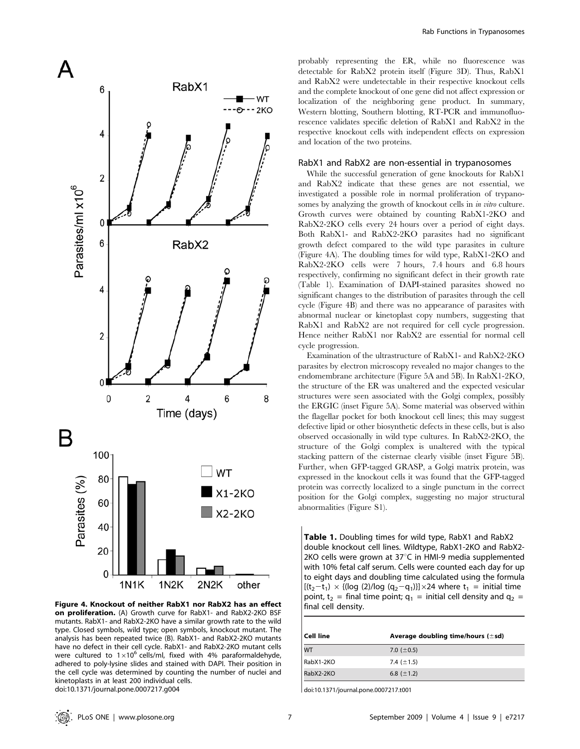Figure 4. Knockout of neither RabX1 nor RabX2 has an effect on proliferation. (A) Growth curve for RabX1- and RabX2-2KO BSF mutants. RabX1- and RabX2-2KO have a similar growth rate to the wild type. Closed symbols, wild type; open symbols, knockout mutant. The analysis has been repeated twice (B). RabX1- and RabX2-2KO mutants have no defect in their cell cycle. RabX1- and RabX2-2KO mutant cells were cultured to $1\times10^6$ cells/ml, fixed with 4% paraformaldehyde, adhered to poly-lysine slides and stained with DAPI. Their position in the cell cycle was determined by counting the number of nuclei and kinetoplasts in at least 200 individual cells.
doi:10.1371/journal.pone.0007217.g004

probably representing the ER, while no fluorescence was detectable for RabX2 protein itself (Figure 3D). Thus, RabX1 and RabX2 were undetectable in their respective knockout cells and the complete knockout of one gene did not affect expression or localization of the neighboring gene product. In summary, Western blotting, Southern blotting, RT-PCR and immunofluorescence validates specific deletion of RabX1 and RabX2 in the respective knockout cells with independent effects on expression and location of the two proteins.

### RabX1 and RabX2 are non-essential in trypanosomes

While the successful generation of gene knockouts for RabX1 and RabX2 indicate that these genes are not essential, we investigated a possible role in normal proliferation of trypanosomes by analyzing the growth of knockout cells in *in vitro* culture. Growth curves were obtained by counting RabX1-2KO and RabX2-2KO cells every 24 hours over a period of eight days. Both RabX1- and RabX2-2KO parasites had no significant growth defect compared to the wild type parasites in culture (Figure 4A). The doubling times for wild type, RabX1-2KO and RabX2-2KO cells were 7 hours, 7.4 hours and 6.8 hours respectively, confirming no significant defect in their growth rate (Table 1). Examination of DAPI-stained parasites showed no significant changes to the distribution of parasites through the cell cycle (Figure 4B) and there was no appearance of parasites with abnormal nuclear or kinetoplast copy numbers, suggesting that RabX1 and RabX2 are not required for cell cycle progression. Hence neither RabX1 nor RabX2 are essential for normal cell cycle progression.

Examination of the ultrastructure of RabX1- and RabX2-2KO parasites by electron microscopy revealed no major changes to the endomembrane architecture (Figure 5A and 5B). In RabX1-2KO, the structure of the ER was unaltered and the expected vesicular structures were seen associated with the Golgi complex, possibly the ERGIC (inset Figure 5A). Some material was observed within the flagellar pocket for both knockout cell lines; this may suggest defective lipid or other biosynthetic defects in these cells, but is also observed occasionally in wild type cultures. In RabX2-2KO, the structure of the Golgi complex is unaltered with the typical stacking pattern of the cisternae clearly visible (inset Figure 5B). Further, when GFP-tagged GRASP, a Golgi matrix protein, was expressed in the knockout cells it was found that the GFP-tagged protein was correctly localized to a single punctum in the correct position for the Golgi complex, suggesting no major structural abnormalities (Figure S1).

**Table 1.** Doubling times for wild type, RabX1 and RabX2 double knockout cell lines. Wildtype, RabX1-2KO and RabX2-2KO cells were grown at 37°C in HMI-9 media supplemented with 10% fetal calf serum. Cells were counted each day for up to eight days and doubling time calculated using the formula $[(t_2-t_1)\times\{(\log(2)/\log(q_2-q_1))\}]\times24$ where $t_1$ = initial time point, $t_2$ = final time point; $q_1$ = initial cell density and $q_2$ = final cell density.

| Cell line | Average doubling time/hours (±sd) |
|---|---|
| WT | 7.0 (±0.5) |
| RabX1-2KO | 7.4 (±1.5) |
| RabX2-2KO | 6.8 (±1.2) |

doi:10.1371/journal.pone.0007217.t001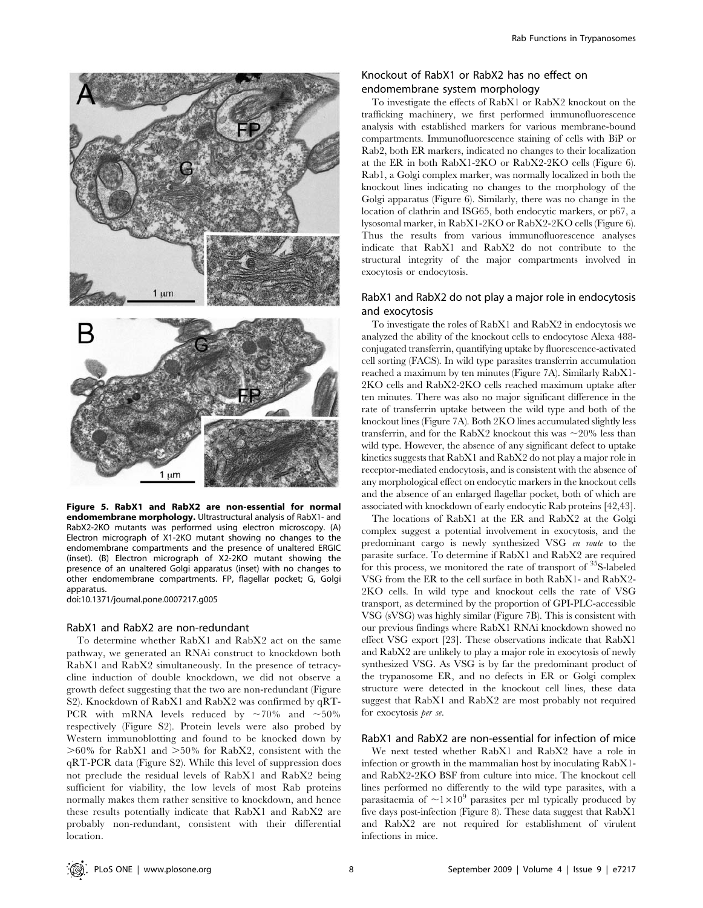**Figure 5. RabX1 and RabX2 are non-essential for normal endomembrane morphology.** Ultrastructural analysis of RabX1- and RabX2-2KO mutants was performed using electron microscopy. (A) Electron micrograph of X1-2KO mutant showing no changes to the endomembrane compartments and the presence of unaltered ERGIC (inset). (B) Electron micrograph of X2-2KO mutant showing the presence of an unaltered Golgi apparatus (inset) with no changes to other endomembrane compartments. FP, flagellar pocket; G, Golgi apparatus.
doi:10.1371/journal.pone.0007217.g005

### RabX1 and RabX2 are non-redundant

To determine whether RabX1 and RabX2 act on the same pathway, we generated an RNAi construct to knockdown both RabX1 and RabX2 simultaneously. In the presence of tetracycline induction of double knockdown, we did not observe a growth defect suggesting that the two are non-redundant (Figure S2). Knockdown of RabX1 and RabX2 was confirmed by qRT-PCR with mRNA levels reduced by ~70% and ~50% respectively (Figure S2). Protein levels were also probed by Western immunoblotting and found to be knocked down by >60% for RabX1 and >50% for RabX2, consistent with the qRT-PCR data (Figure S2). While this level of suppression does not preclude the residual levels of RabX1 and RabX2 being sufficient for viability, the low levels of most Rab proteins normally makes them rather sensitive to knockdown, and hence these results potentially indicate that RabX1 and RabX2 are probably non-redundant, consistent with their differential location.

### Knockout of RabX1 or RabX2 has no effect on endomembrane system morphology

To investigate the effects of RabX1 or RabX2 knockout on the trafficking machinery, we first performed immunofluorescence analysis with established markers for various membrane-bound compartments. Immunofluorescence staining of cells with BiP or Rab2, both ER markers, indicated no changes to their localization at the ER in both RabX1-2KO or RabX2-2KO cells (Figure 6). Rab1, a Golgi complex marker, was normally localized in both the knockout lines indicating no changes to the morphology of the Golgi apparatus (Figure 6). Similarly, there was no change in the location of clathrin and ISG65, both endocytic markers, or p67, a lysosomal marker, in RabX1-2KO or RabX2-2KO cells (Figure 6). Thus the results from various immunofluorescence analyses indicate that RabX1 and RabX2 do not contribute to the structural integrity of the major compartments involved in exocytosis or endocytosis.

### RabX1 and RabX2 do not play a major role in endocytosis and exocytosis

To investigate the roles of RabX1 and RabX2 in endocytosis we analyzed the ability of the knockout cells to endocytose Alexa 488-conjugated transferrin, quantifying uptake by fluorescence-activated cell sorting (FACS). In wild type parasites transferrin accumulation reached a maximum by ten minutes (Figure 7A). Similarly RabX1-2KO cells and RabX2-2KO cells reached maximum uptake after ten minutes. There was also no major significant difference in the rate of transferrin uptake between the wild type and both of the knockout lines (Figure 7A). Both 2KO lines accumulated slightly less transferrin, and for the RabX2 knockout this was ~20% less than wild type. However, the absence of any significant defect to uptake kinetics suggests that RabX1 and RabX2 do not play a major role in receptor-mediated endocytosis, and is consistent with the absence of any morphological effect on endocytic markers in the knockout cells and the absence of an enlarged flagellar pocket, both of which are associated with knockdown of early endocytic Rab proteins [42,43].

The locations of RabX1 at the ER and RabX2 at the Golgi complex suggest a potential involvement in exocytosis, and the predominant cargo is newly synthesized VSG *en route* to the parasite surface. To determine if RabX1 and RabX2 are required for this process, we monitored the rate of transport of $^{35}$S-labeled VSG from the ER to the cell surface in both RabX1- and RabX2-2KO cells. In wild type and knockout cells the rate of VSG transport, as determined by the proportion of GPI-PLC-accessible VSG (sVSG) was highly similar (Figure 7B). This is consistent with our previous findings where RabX1 RNAi knockdown showed no effect VSG export [23]. These observations indicate that RabX1 and RabX2 are unlikely to play a major role in exocytosis of newly synthesized VSG. As VSG is by far the predominant product of the trypanosome ER, and no defects in ER or Golgi complex structure were detected in the knockout cell lines, these data suggest that RabX1 and RabX2 are most probably not required for exocytosis *per se*.

### RabX1 and RabX2 are non-essential for infection of mice

We next tested whether RabX1 and RabX2 have a role in infection or growth in the mammalian host by inoculating RabX1- and RabX2-2KO BSF from culture into mice. The knockout cell lines performed no differently to the wild type parasites, with a parasitaemia of $\sim 1\times10^9$ parasites per ml typically produced by five days post-infection (Figure 8). These data suggest that RabX1 and RabX2 are not required for establishment of virulent infections in mice.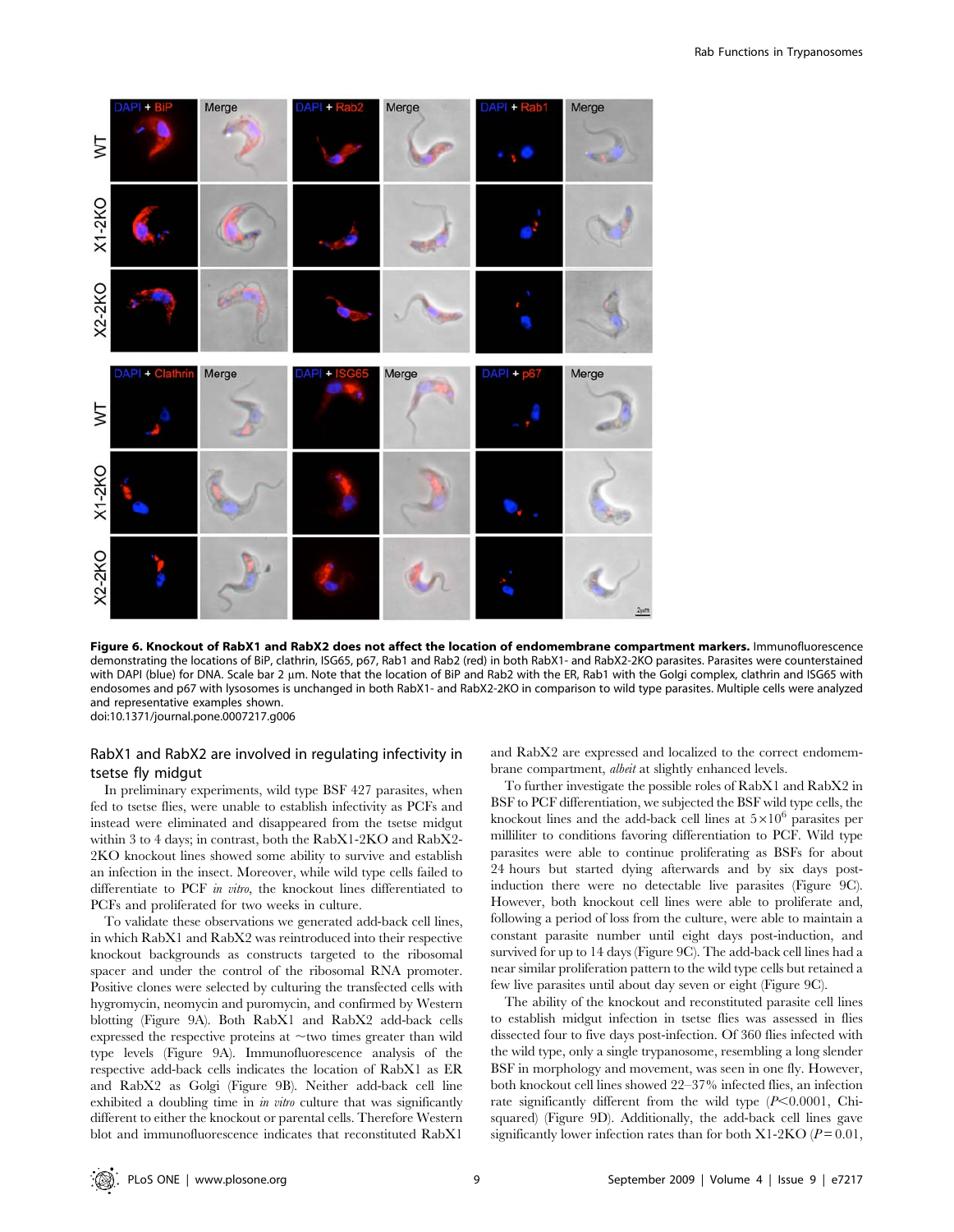**Figure 6. Knockout of RabX1 and RabX2 does not affect the location of endomembrane compartment markers.** Immunofluorescence demonstrating the locations of BiP, clathrin, ISG65, p67, Rab1 and Rab2 (red) in both RabX1- and RabX2-2KO parasites. Parasites were counterstained with DAPI (blue) for DNA. Scale bar 2 µm. Note that the location of BiP and Rab2 with the ER, Rab1 with the Golgi complex, clathrin and ISG65 with endosomes and p67 with lysosomes is unchanged in both RabX1- and RabX2-2KO in comparison to wild type parasites. Multiple cells were analyzed and representative examples shown.
doi:10.1371/journal.pone.0007217.g006

## RabX1 and RabX2 are involved in regulating infectivity in tsetse fly midgut

In preliminary experiments, wild type BSF 427 parasites, when fed to tsetse flies, were unable to establish infectivity as PCFs and instead were eliminated and disappeared from the tsetse midgut within 3 to 4 days; in contrast, both the RabX1-2KO and RabX2-2KO knockout lines showed some ability to survive and establish an infection in the insect. Moreover, while wild type cells failed to differentiate to PCF *in vitro*, the knockout lines differentiated to PCFs and proliferated for two weeks in culture.

To validate these observations we generated add-back cell lines, in which RabX1 and RabX2 was reintroduced into their respective knockout backgrounds as constructs targeted to the ribosomal spacer and under the control of the ribosomal RNA promoter. Positive clones were selected by culturing the transfected cells with hygromycin, neomycin and puromycin, and confirmed by Western blotting (Figure 9A). Both RabX1 and RabX2 add-back cells expressed the respective proteins at ~two times greater than wild type levels (Figure 9A). Immunofluorescence analysis of the respective add-back cells indicates the location of RabX1 as ER and RabX2 as Golgi (Figure 9B). Neither add-back cell line exhibited a doubling time in *in vitro* culture that was significantly different to either the knockout or parental cells. Therefore Western blot and immunofluorescence indicates that reconstituted RabX1 and RabX2 are expressed and localized to the correct endomembrane compartment, *albeit* at slightly enhanced levels.

To further investigate the possible roles of RabX1 and RabX2 in BSF to PCF differentiation, we subjected the BSF wild type cells, the knockout lines and the add-back cell lines at $5\times10^6$ parasites per milliliter to conditions favoring differentiation to PCF. Wild type parasites were able to continue proliferating as BSFs for about 24 hours but started dying afterwards and by six days post-induction there were no detectable live parasites (Figure 9C). However, both knockout cell lines were able to proliferate and, following a period of loss from the culture, were able to maintain a constant parasite number until eight days post-induction, and survived for up to 14 days (Figure 9C). The add-back cell lines had a near similar proliferation pattern to the wild type cells but retained a few live parasites until about day seven or eight (Figure 9C).

The ability of the knockout and reconstituted parasite cell lines to establish midgut infection in tsetse flies was assessed in flies dissected four to five days post-infection. Of 360 flies infected with the wild type, only a single trypanosome, resembling a long slender BSF in morphology and movement, was seen in one fly. However, both knockout cell lines showed 22–37% infected flies, an infection rate significantly different from the wild type ($P<0.0001$, Chi-squared) (Figure 9D). Additionally, the add-back cell lines gave significantly lower infection rates than for both X1-2KO ($P = 0.01$,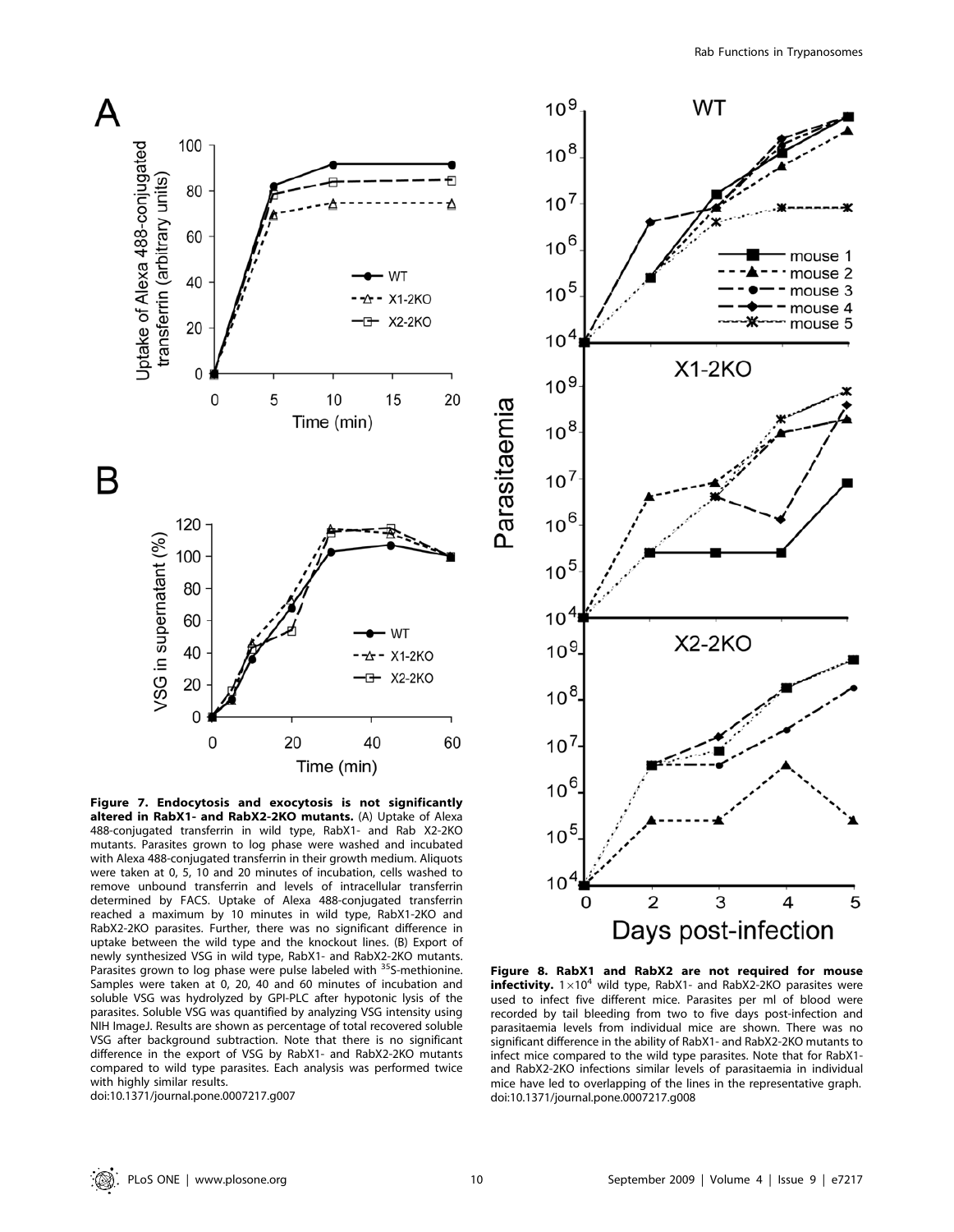**Figure 7. Endocytosis and exocytosis is not significantly altered in RabX1- and RabX2-2KO mutants.** (A) Uptake of Alexa 488-conjugated transferrin in wild type, RabX1- and Rab X2-2KO mutants. Parasites grown to log phase were washed and incubated with Alexa 488-conjugated transferrin in their growth medium. Aliquots were taken at 0, 5, 10 and 20 minutes of incubation, cells washed to remove unbound transferrin and levels of intracellular transferrin determined by FACS. Uptake of Alexa 488-conjugated transferrin reached a maximum by 10 minutes in wild type, RabX1-2KO and RabX2-2KO parasites. Further, there was no significant difference in uptake between the wild type and the knockout lines. (B) Export of newly synthesized VSG in wild type, RabX1- and RabX2-2KO mutants. Parasites grown to log phase were pulse labeled with $^{35}$S-methionine. Samples were taken at 0, 20, 40 and 60 minutes of incubation and soluble VSG was hydrolyzed by GPI-PLC after hypotonic lysis of the parasites. Soluble VSG was quantified by analyzing VSG intensity using NIH ImageJ. Results are shown as percentage of total recovered soluble VSG after background subtraction. Note that there is no significant difference in the export of VSG by RabX1- and RabX2-2KO mutants compared to wild type parasites. Each analysis was performed twice with highly similar results.
doi:10.1371/journal.pone.0007217.g007

**Figure 8. RabX1 and RabX2 are not required for mouse infectivity.** $1\times10^4$ wild type, RabX1- and RabX2-2KO parasites were used to infect five different mice. Parasites per ml of blood were recorded by tail bleeding from two to five days post-infection and parasitaemia levels from individual mice are shown. There was no significant difference in the ability of RabX1- and RabX2-2KO mutants to infect mice compared to the wild type parasites. Note that for RabX1- and RabX2-2KO infections similar levels of parasitaemia in individual mice have led to overlapping of the lines in the representative graph.
doi:10.1371/journal.pone.0007217.g008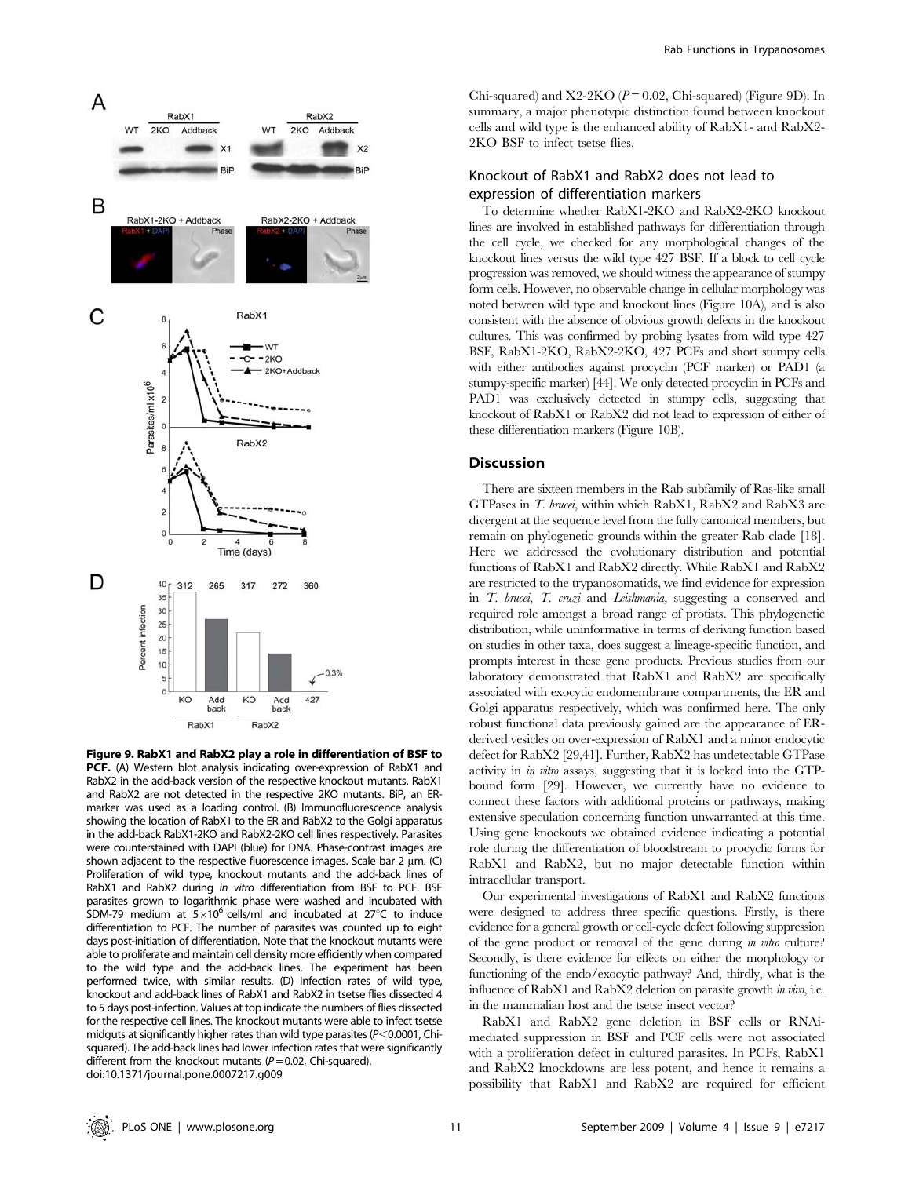Figure 9. RabX1 and RabX2 play a role in differentiation of BSF to PCF. (A) Western blot analysis indicating over-expression of RabX1 and RabX2 in the add-back version of the respective knockout mutants. RabX1 and RabX2 are not detected in the respective 2KO mutants. BiP, an ER-marker was used as a loading control. (B) Immunofluorescence analysis showing the location of RabX1 to the ER and RabX2 to the Golgi apparatus in the add-back RabX1-2KO and RabX2-2KO cell lines respectively. Parasites were counterstained with DAPI (blue) for DNA. Phase-contrast images are shown adjacent to the respective fluorescence images. Scale bar 2 µm. (C) Proliferation of wild type, knockout mutants and the add-back lines of RabX1 and RabX2 during *in vitro* differentiation from BSF to PCF. BSF parasites grown to logarithmic phase were washed and incubated with SDM-79 medium at $5\times10^6$ cells/ml and incubated at 27°C to induce differentiation to PCF. The number of parasites was counted up to eight days post-initiation of differentiation. Note that the knockout mutants were able to proliferate and maintain cell density more efficiently when compared to the wild type and the add-back lines. The experiment has been performed twice, with similar results. (D) Infection rates of wild type, knockout and add-back lines of RabX1 and RabX2 in tsetse flies dissected 4 to 5 days post-infection. Values at top indicate the numbers of flies dissected for the respective cell lines. The knockout mutants were able to infect tsetse midguts at significantly higher rates than wild type parasites ($P<0.0001$, Chi-squared). The add-back lines had lower infection rates that were significantly different from the knockout mutants ($P=0.02$, Chi-squared).
doi:10.1371/journal.pone.0007217.g009

Chi-squared) and X2-2KO ($P=0.02$, Chi-squared) (Figure 9D). In summary, a major phenotypic distinction found between knockout cells and wild type is the enhanced ability of RabX1- and RabX2-2KO BSF to infect tsetse flies.

### Knockout of RabX1 and RabX2 does not lead to expression of differentiation markers

To determine whether RabX1-2KO and RabX2-2KO knockout lines are involved in established pathways for differentiation through the cell cycle, we checked for any morphological changes of the knockout lines versus the wild type 427 BSF. If a block to cell cycle progression was removed, we should witness the appearance of stumpy form cells. However, no observable change in cellular morphology was noted between wild type and knockout lines (Figure 10A), and is also consistent with the absence of obvious growth defects in the knockout cultures. This was confirmed by probing lysates from wild type 427 BSF, RabX1-2KO, RabX2-2KO, 427 PCFs and short stumpy cells with either antibodies against procyclin (PCF marker) or PAD1 (a stumpy-specific marker) [44]. We only detected procyclin in PCFs and PAD1 was exclusively detected in stumpy cells, suggesting that knockout of RabX1 or RabX2 did not lead to expression of either of these differentiation markers (Figure 10B).

## Discussion

There are sixteen members in the Rab subfamily of Ras-like small GTPases in *T. brucei*, within which RabX1, RabX2 and RabX3 are divergent at the sequence level from the fully canonical members, but remain on phylogenetic grounds within the greater Rab clade [18]. Here we addressed the evolutionary distribution and potential functions of RabX1 and RabX2 directly. While RabX1 and RabX2 are restricted to the trypanosomatids, we find evidence for expression in *T. brucei*, *T. cruzi* and *Leishmania*, suggesting a conserved and required role amongst a broad range of protists. This phylogenetic distribution, while uninformative in terms of deriving function based on studies in other taxa, does suggest a lineage-specific function, and prompts interest in these gene products. Previous studies from our laboratory demonstrated that RabX1 and RabX2 are specifically associated with exocytic endomembrane compartments, the ER and Golgi apparatus respectively, which was confirmed here. The only robust functional data previously gained are the appearance of ER-derived vesicles on over-expression of RabX1 and a minor endocytic defect for RabX2 [29,41]. Further, RabX2 has undetectable GTPase activity in *in vitro* assays, suggesting that it is locked into the GTP-bound form [29]. However, we currently have no evidence to connect these factors with additional proteins or pathways, making extensive speculation concerning function unwarranted at this time. Using gene knockouts we obtained evidence indicating a potential role during the differentiation of bloodstream to procyclic forms for RabX1 and RabX2, but no major detectable function within intracellular transport.

Our experimental investigations of RabX1 and RabX2 functions were designed to address three specific questions. Firstly, is there evidence for a general growth or cell-cycle defect following suppression of the gene product or removal of the gene during *in vitro* culture? Secondly, is there evidence for effects on either the morphology or functioning of the endo/exocytic pathway? And, thirdly, what is the influence of RabX1 and RabX2 deletion on parasite growth *in vivo*, i.e. in the mammalian host and the tsetse insect vector?

RabX1 and RabX2 gene deletion in BSF cells or RNAi-mediated suppression in BSF and PCF cells were not associated with a proliferation defect in cultured parasites. In PCFs, RabX1 and RabX2 knockdowns are less potent, and hence it remains a possibility that RabX1 and RabX2 are required for efficient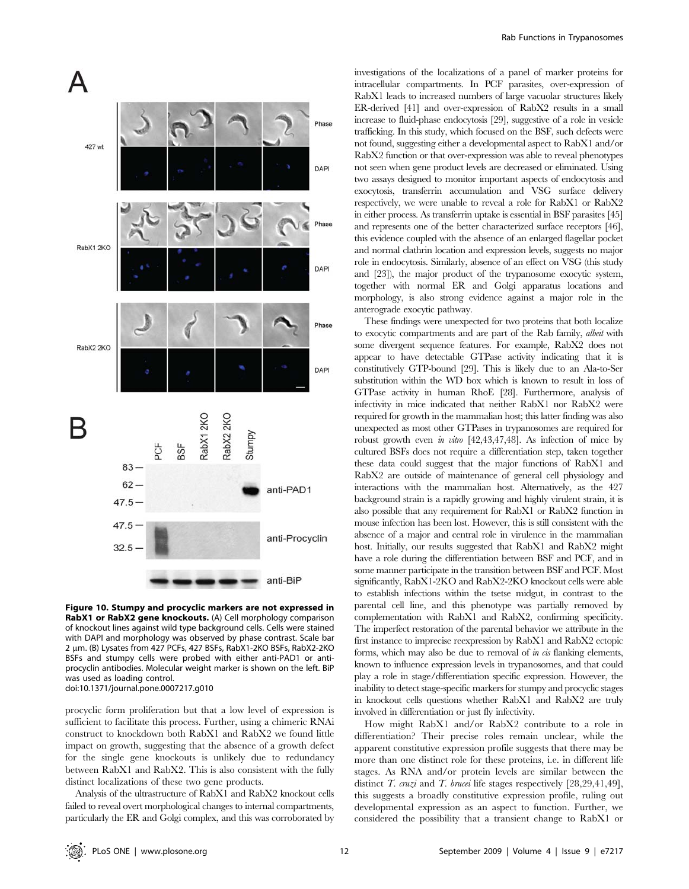**Figure 10. Stumpy and procyclic markers are not expressed in RabX1 or RabX2 gene knockouts.** (A) Cell morphology comparison of knockout lines against wild type background cells. Cells were stained with DAPI and morphology was observed by phase contrast. Scale bar 2 µm. (B) Lysates from 427 PCFs, 427 BSFs, RabX1-2KO BSFs, RabX2-2KO BSFs and stumpy cells were probed with either anti-PAD1 or anti-procyclin antibodies. Molecular weight marker is shown on the left. BiP was used as loading control.
doi:10.1371/journal.pone.0007217.g010

procyclic form proliferation but that a low level of expression is sufficient to facilitate this process. Further, using a chimeric RNAi construct to knockdown both RabX1 and RabX2 we found little impact on growth, suggesting that the absence of a growth defect for the single gene knockouts is unlikely due to redundancy between RabX1 and RabX2. This is also consistent with the fully distinct localizations of these two gene products.

Analysis of the ultrastructure of RabX1 and RabX2 knockout cells failed to reveal overt morphological changes to internal compartments, particularly the ER and Golgi complex, and this was corroborated by investigations of the localizations of a panel of marker proteins for intracellular compartments. In PCF parasites, over-expression of RabX1 leads to increased numbers of large vacuolar structures likely ER-derived [41] and over-expression of RabX2 results in a small increase to fluid-phase endocytosis [29], suggestive of a role in vesicle trafficking. In this study, which focused on the BSF, such defects were not found, suggesting either a developmental aspect to RabX1 and/or RabX2 function or that over-expression was able to reveal phenotypes not seen when gene product levels are decreased or eliminated. Using two assays designed to monitor important aspects of endocytosis and exocytosis, transferrin accumulation and VSG surface delivery respectively, we were unable to reveal a role for RabX1 or RabX2 in either process. As transferrin uptake is essential in BSF parasites [45] and represents one of the better characterized surface receptors [46], this evidence coupled with the absence of an enlarged flagellar pocket and normal clathrin location and expression levels, suggests no major role in endocytosis. Similarly, absence of an effect on VSG (this study and [23]), the major product of the trypanosome exocytic system, together with normal ER and Golgi apparatus locations and morphology, is also strong evidence against a major role in the anterograde exocytic pathway.

These findings were unexpected for two proteins that both localize to exocytic compartments and are part of the Rab family, *albeit* with some divergent sequence features. For example, RabX2 does not appear to have detectable GTPase activity indicating that it is constitutively GTP-bound [29]. This is likely due to an Ala-to-Ser substitution within the WD box which is known to result in loss of GTPase activity in human RhoE [28]. Furthermore, analysis of infectivity in mice indicated that neither RabX1 nor RabX2 were required for growth in the mammalian host; this latter finding was also unexpected as most other GTPases in trypanosomes are required for robust growth even *in vitro* [42,43,47,48]. As infection of mice by cultured BSFs does not require a differentiation step, taken together these data could suggest that the major functions of RabX1 and RabX2 are outside of maintenance of general cell physiology and interactions with the mammalian host. Alternatively, as the 427 background strain is a rapidly growing and highly virulent strain, it is also possible that any requirement for RabX1 or RabX2 function in mouse infection has been lost. However, this is still consistent with the absence of a major and central role in virulence in the mammalian host. Initially, our results suggested that RabX1 and RabX2 might have a role during the differentiation between BSF and PCF, and in some manner participate in the transition between BSF and PCF. Most significantly, RabX1-2KO and RabX2-2KO knockout cells were able to establish infections within the tsetse midgut, in contrast to the parental cell line, and this phenotype was partially removed by complementation with RabX1 and RabX2, confirming specificity. The imperfect restoration of the parental behavior we attribute in the first instance to imprecise reexpression by RabX1 and RabX2 ectopic forms, which may also be due to removal of *in cis* flanking elements, known to influence expression levels in trypanosomes, and that could play a role in stage/differentiation specific expression. However, the inability to detect stage-specific markers for stumpy and procyclic stages in knockout cells questions whether RabX1 and RabX2 are truly involved in differentiation or just fly infectivity.

How might RabX1 and/or RabX2 contribute to a role in differentiation? Their precise roles remain unclear, while the apparent constitutive expression profile suggests that there may be more than one distinct role for these proteins, i.e. in different life stages. As RNA and/or protein levels are similar between the distinct *T. cruzi* and *T. brucei* life stages respectively [28,29,41,49], this suggests a broadly constitutive expression profile, ruling out developmental expression as an aspect to function. Further, we considered the possibility that a transient change to RabX1 or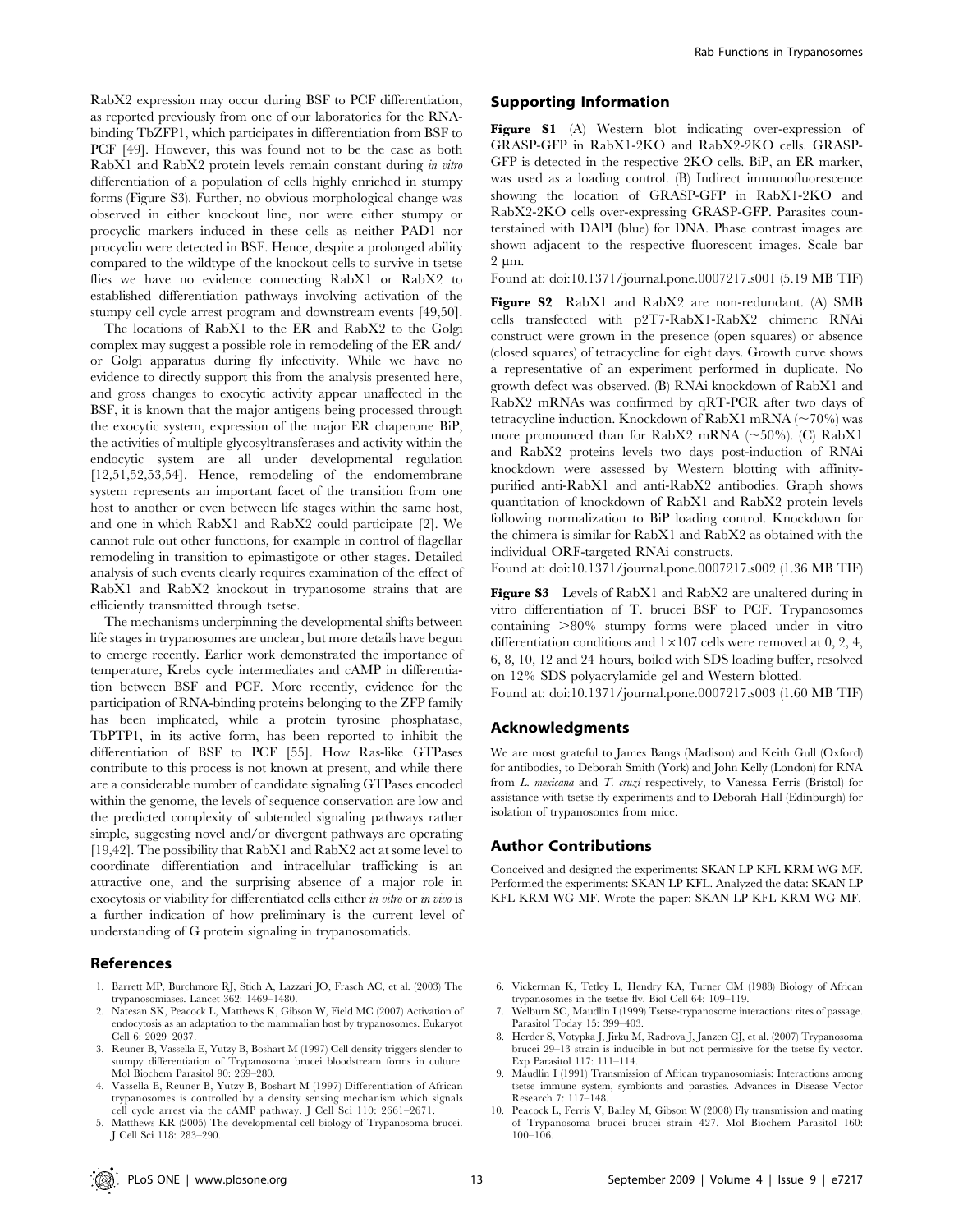RabX2 expression may occur during BSF to PCF differentiation, as reported previously from one of our laboratories for the RNA-binding TbZFP1, which participates in differentiation from BSF to PCF [49]. However, this was found not to be the case as both RabX1 and RabX2 protein levels remain constant during *in vitro* differentiation of a population of cells highly enriched in stumpy forms (Figure S3). Further, no obvious morphological change was observed in either knockout line, nor were either stumpy or procyclic markers induced in these cells as neither PAD1 nor procyclin were detected in BSF. Hence, despite a prolonged ability compared to the wildtype of the knockout cells to survive in tsetse flies we have no evidence connecting RabX1 or RabX2 to established differentiation pathways involving activation of the stumpy cell cycle arrest program and downstream events [49,50].

The locations of RabX1 to the ER and RabX2 to the Golgi complex may suggest a possible role in remodeling of the ER and/or Golgi apparatus during fly infectivity. While we have no evidence to directly support this from the analysis presented here, and gross changes to exocytic activity appear unaffected in the BSF, it is known that the major antigens being processed through the exocytic system, expression of the major ER chaperone BiP, the activities of multiple glycosyltransferases and activity within the endocytic system are all under developmental regulation [12,51,52,53,54]. Hence, remodeling of the endomembrane system represents an important facet of the transition from one host to another or even between life stages within the same host, and one in which RabX1 and RabX2 could participate [2]. We cannot rule out other functions, for example in control of flagellar remodeling in transition to epimastigote or other stages. Detailed analysis of such events clearly requires examination of the effect of RabX1 and RabX2 knockout in trypanosome strains that are efficiently transmitted through tsetse.

The mechanisms underpinning the developmental shifts between life stages in trypanosomes are unclear, but more details have begun to emerge recently. Earlier work demonstrated the importance of temperature, Krebs cycle intermediates and cAMP in differentiation between BSF and PCF. More recently, evidence for the participation of RNA-binding proteins belonging to the ZFP family has been implicated, while a protein tyrosine phosphatase, TbPTP1, in its active form, has been reported to inhibit the differentiation of BSF to PCF [55]. How Ras-like GTPases contribute to this process is not known at present, and while there are a considerable number of candidate signaling GTPases encoded within the genome, the levels of sequence conservation are low and the predicted complexity of subtended signaling pathways rather simple, suggesting novel and/or divergent pathways are operating [19,42]. The possibility that RabX1 and RabX2 act at some level to coordinate differentiation and intracellular trafficking is an attractive one, and the surprising absence of a major role in exocytosis or viability for differentiated cells either *in vitro* or *in vivo* is a further indication of how preliminary is the current level of understanding of G protein signaling in trypanosomatids.

## Supporting Information

**Figure S1** (A) Western blot indicating over-expression of GRASP-GFP in RabX1-2KO and RabX2-2KO cells. GRASP-GFP is detected in the respective 2KO cells. BiP, an ER marker, was used as a loading control. (B) Indirect immunofluorescence showing the location of GRASP-GFP in RabX1-2KO and RabX2-2KO cells over-expressing GRASP-GFP. Parasites counterstained with DAPI (blue) for DNA. Phase contrast images are shown adjacent to the respective fluorescent images. Scale bar 2 μm.

Found at: doi:10.1371/journal.pone.0007217.s001 (5.19 MB TIF)

**Figure S2** RabX1 and RabX2 are non-redundant. (A) SMB cells transfected with p2T7-RabX1-RabX2 chimeric RNAi construct were grown in the presence (open squares) or absence (closed squares) of tetracycline for eight days. Growth curve shows a representative of an experiment performed in duplicate. No growth defect was observed. (B) RNAi knockdown of RabX1 and RabX2 mRNAs was confirmed by qRT-PCR after two days of tetracycline induction. Knockdown of RabX1 mRNA (~70%) was more pronounced than for RabX2 mRNA (~50%). (C) RabX1 and RabX2 proteins levels two days post-induction of RNAi knockdown were assessed by Western blotting with affinity-purified anti-RabX1 and anti-RabX2 antibodies. Graph shows quantitation of knockdown of RabX1 and RabX2 protein levels following normalization to BiP loading control. Knockdown for the chimera is similar for RabX1 and RabX2 as obtained with the individual ORF-targeted RNAi constructs.

Found at: doi:10.1371/journal.pone.0007217.s002 (1.36 MB TIF)

**Figure S3** Levels of RabX1 and RabX2 are unaltered during in vitro differentiation of T. brucei BSF to PCF. Trypanosomes containing >80% stumpy forms were placed under in vitro differentiation conditions and 1×107 cells were removed at 0, 2, 4, 6, 8, 10, 12 and 24 hours, boiled with SDS loading buffer, resolved on 12% SDS polyacrylamide gel and Western blotted.

Found at: doi:10.1371/journal.pone.0007217.s003 (1.60 MB TIF)

## Acknowledgments

We are most grateful to James Bangs (Madison) and Keith Gull (Oxford) for antibodies, to Deborah Smith (York) and John Kelly (London) for RNA from *L. mexicana* and *T. cruzi* respectively, to Vanessa Ferris (Bristol) for assistance with tsetse fly experiments and to Deborah Hall (Edinburgh) for isolation of trypanosomes from mice.

## Author Contributions

Conceived and designed the experiments: SKAN LP KFL KRM WG MF. Performed the experiments: SKAN LP KFL. Analyzed the data: SKAN LP KFL KRM WG MF. Wrote the paper: SKAN LP KFL KRM WG MF.

## References

1. Barrett MP, Burchmore RJ, Stich A, Lazzari JO, Frasch AC, et al. (2003) The trypanosomiases. Lancet 362: 1469–1480.
2. Natesan SK, Peacock L, Matthews K, Gibson W, Field MC (2007) Activation of endocytosis as an adaptation to the mammalian host by trypanosomes. Eukaryot Cell 6: 2029–2037.
3. Reuner B, Vassella E, Yutzy B, Boshart M (1997) Cell density triggers slender to stumpy differentiation of Trypanosoma brucei bloodstream forms in culture. Mol Biochem Parasitol 90: 269–280.
4. Vassella E, Reuner B, Yutzy B, Boshart M (1997) Differentiation of African trypanosomes is controlled by a density sensing mechanism which signals cell cycle arrest via the cAMP pathway. J Cell Sci 110: 2661–2671.
5. Matthews KR (2005) The developmental cell biology of Trypanosoma brucei. J Cell Sci 118: 283–290.
6. Vickerman K, Tetley L, Hendry KA, Turner CM (1988) Biology of African trypanosomes in the tsetse fly. Biol Cell 64: 109–119.
7. Welburn SC, Maudlin I (1999) Tsetse-trypanosome interactions: rites of passage. Parasitol Today 15: 399–403.
8. Herder S, Votypka J, Jirku M, Radrova J, Janzen CJ, et al. (2007) Trypanosoma brucei 29–13 strain is inducible in but not permissive for the tsetse fly vector. Exp Parasitol 117: 111–114.
9. Maudlin I (1991) Transmission of African trypanosomiasis: Interactions among tsetse immune system, symbionts and parasties. Advances in Disease Vector Research 7: 117–148.
10. Peacock L, Ferris V, Bailey M, Gibson W (2008) Fly transmission and mating of Trypanosoma brucei brucei strain 427. Mol Biochem Parasitol 160: 100–106.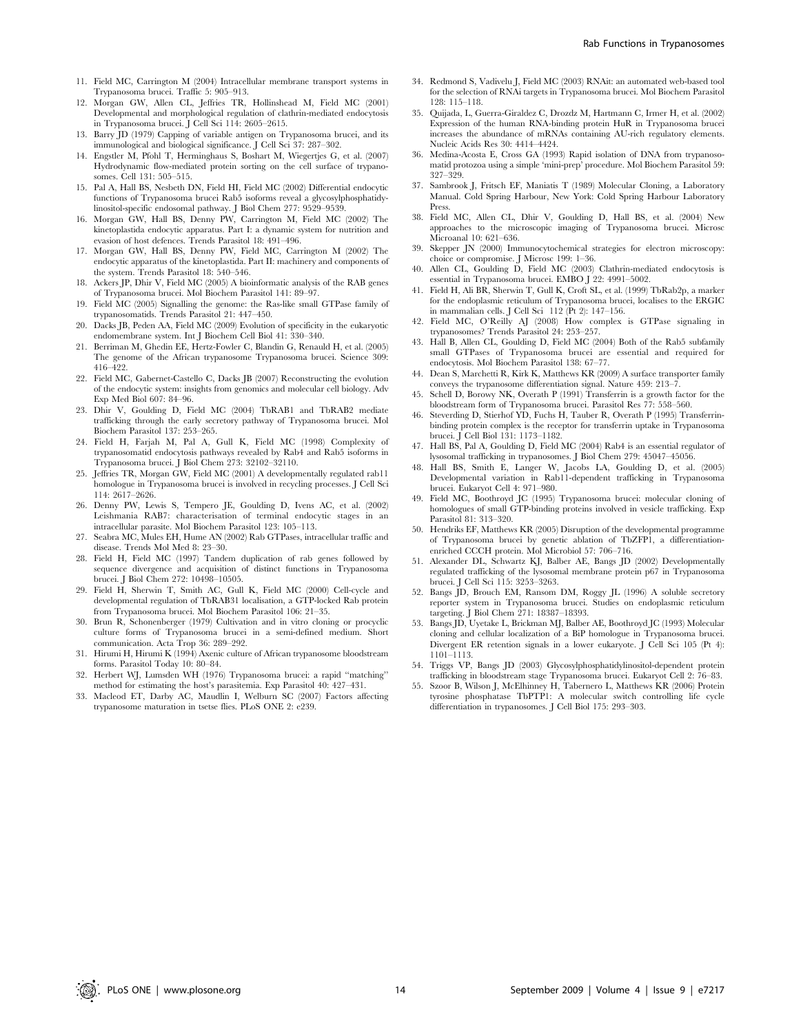11. Field MC, Carrington M (2004) Intracellular membrane transport systems in Trypanosoma brucei. Traffic 5: 905–913.
12. Morgan GW, Allen CL, Jeffries TR, Hollinshead M, Field MC (2001) Developmental and morphological regulation of clathrin-mediated endocytosis in Trypanosoma brucei. J Cell Sci 114: 2605–2615.
13. Barry JD (1979) Capping of variable antigen on Trypanosoma brucei, and its immunological and biological significance. J Cell Sci 37: 287–302.
14. Engstler M, Pfohl T, Herminghaus S, Boshart M, Wiegertjes G, et al. (2007) Hydrodynamic flow-mediated protein sorting on the cell surface of trypanosomes. Cell 131: 505–515.
15. Pal A, Hall BS, Nesbeth DN, Field HI, Field MC (2002) Differential endocytic functions of Trypanosoma brucei Rab5 isoforms reveal a glycosylphosphatidylinositol-specific endosomal pathway. J Biol Chem 277: 9529–9539.
16. Morgan GW, Hall BS, Denny PW, Carrington M, Field MC (2002) The kinetoplastida endocytic apparatus. Part I: a dynamic system for nutrition and evasion of host defences. Trends Parasitol 18: 491–496.
17. Morgan GW, Hall BS, Denny PW, Field MC, Carrington M (2002) The endocytic apparatus of the kinetoplastida. Part II: machinery and components of the system. Trends Parasitol 18: 540–546.
18. Ackers JP, Dhir V, Field MC (2005) A bioinformatic analysis of the RAB genes of Trypanosoma brucei. Mol Biochem Parasitol 141: 89–97.
19. Field MC (2005) Signalling the genome: the Ras-like small GTPase family of trypanosomatids. Trends Parasitol 21: 447–450.
20. Dacks JB, Peden AA, Field MC (2009) Evolution of specificity in the eukaryotic endomembrane system. Int J Biochem Cell Biol 41: 330–340.
21. Berriman M, Ghedin EE, Hertz-Fowler C, Blandin G, Renauld H, et al. (2005) The genome of the African trypanosome Trypanosoma brucei. Science 309: 416–422.
22. Field MC, Gabernet-Castello C, Dacks JB (2007) Reconstructing the evolution of the endocytic system: insights from genomics and molecular cell biology. Adv Exp Med Biol 607: 84–96.
23. Dhir V, Goulding D, Field MC (2004) TbRAB1 and TbRAB2 mediate trafficking through the early secretory pathway of Trypanosoma brucei. Mol Biochem Parasitol 137: 253–265.
24. Field H, Farjah M, Pal A, Gull K, Field MC (1998) Complexity of trypanosomatid endocytosis pathways revealed by Rab4 and Rab5 isoforms in Trypanosoma brucei. J Biol Chem 273: 32102–32110.
25. Jeffries TR, Morgan GW, Field MC (2001) A developmentally regulated rab11 homologue in Trypanosoma brucei is involved in recycling processes. J Cell Sci 114: 2617–2626.
26. Denny PW, Lewis S, Tempero JE, Goulding D, Ivens AC, et al. (2002) Leishmania RAB7: characterisation of terminal endocytic stages in an intracellular parasite. Mol Biochem Parasitol 123: 105–113.
27. Seabra MC, Mules EH, Hume AN (2002) Rab GTPases, intracellular traffic and disease. Trends Mol Med 8: 23–30.
28. Field H, Field MC (1997) Tandem duplication of rab genes followed by sequence divergence and acquisition of distinct functions in Trypanosoma brucei. J Biol Chem 272: 10498–10505.
29. Field H, Sherwin T, Smith AC, Gull K, Field MC (2000) Cell-cycle and developmental regulation of TbRAB31 localisation, a GTP-locked Rab protein from Trypanosoma brucei. Mol Biochem Parasitol 106: 21–35.
30. Brun R, Schonenberger (1979) Cultivation and in vitro cloning or procyclic culture forms of Trypanosoma brucei in a semi-defined medium. Short communication. Acta Trop 36: 289–292.
31. Hirumi H, Hirumi K (1994) Axenic culture of African trypanosome bloodstream forms. Parasitol Today 10: 80–84.
32. Herbert WJ, Lumsden WH (1976) Trypanosoma brucei: a rapid "matching" method for estimating the host's parasitemia. Exp Parasitol 40: 427–431.
33. Macleod ET, Darby AC, Maudlin I, Welburn SC (2007) Factors affecting trypanosome maturation in tsetse flies. PLoS ONE 2: e239.
34. Redmond S, Vadivelu J, Field MC (2003) RNAit: an automated web-based tool for the selection of RNAi targets in Trypanosoma brucei. Mol Biochem Parasitol 128: 115–118.
35. Quijada, L, Guerra-Giraldez C, Drozdz M, Hartmann C, Irmer H, et al. (2002) Expression of the human RNA-binding protein HuR in Trypanosoma brucei increases the abundance of mRNAs containing AU-rich regulatory elements. Nucleic Acids Res 30: 4414–4424.
36. Medina-Acosta E, Cross GA (1993) Rapid isolation of DNA from trypanosomatid protozoa using a simple 'mini-prep' procedure. Mol Biochem Parasitol 59: 327–329.
37. Sambrook J, Fritsch EF, Maniatis T (1989) Molecular Cloning, a Laboratory Manual. Cold Spring Harbour, New York: Cold Spring Harbour Laboratory Press.
38. Field MC, Allen CL, Dhir V, Goulding D, Hall BS, et al. (2004) New approaches to the microscopic imaging of Trypanosoma brucei. Microsc Microanal 10: 621–636.
39. Skepper JN (2000) Immunocytochemical strategies for electron microscopy: choice or compromise. J Microsc 199: 1–36.
40. Allen CL, Goulding D, Field MC (2003) Clathrin-mediated endocytosis is essential in Trypanosoma brucei. EMBO J 22: 4991–5002.
41. Field H, Ali BR, Sherwin T, Gull K, Croft SL, et al. (1999) TbRab2p, a marker for the endoplasmic reticulum of Trypanosoma brucei, localises to the ERGIC in mammalian cells. J Cell Sci 112 (Pt 2): 147–156.
42. Field MC, O'Reilly AJ (2008) How complex is GTPase signaling in trypanosomes? Trends Parasitol 24: 253–257.
43. Hall B, Allen CL, Goulding D, Field MC (2004) Both of the Rab5 subfamily small GTPases of Trypanosoma brucei are essential and required for endocytosis. Mol Biochem Parasitol 138: 67–77.
44. Dean S, Marchetti R, Kirk K, Matthews KR (2009) A surface transporter family conveys the trypanosome differentiation signal. Nature 459: 213–7.
45. Schell D, Borowy NK, Overath P (1991) Transferrin is a growth factor for the bloodstream form of Trypanosoma brucei. Parasitol Res 77: 558–560.
46. Steverding D, Stierhof YD, Fuchs H, Tauber R, Overath P (1995) Transferrin-binding protein complex is the receptor for transferrin uptake in Trypanosoma brucei. J Cell Biol 131: 1173–1182.
47. Hall BS, Pal A, Goulding D, Field MC (2004) Rab4 is an essential regulator of lysosomal trafficking in trypanosomes. J Biol Chem 279: 45047–45056.
48. Hall BS, Smith E, Langer W, Jacobs LA, Goulding D, et al. (2005) Developmental variation in Rab11-dependent trafficking in Trypanosoma brucei. Eukaryot Cell 4: 971–980.
49. Field MC, Boothroyd JC (1995) Trypanosoma brucei: molecular cloning of homologues of small GTP-binding proteins involved in vesicle trafficking. Exp Parasitol 81: 313–320.
50. Hendriks EF, Matthews KR (2005) Disruption of the developmental programme of Trypanosoma brucei by genetic ablation of TbZFP1, a differentiation-enriched CCCH protein. Mol Microbiol 57: 706–716.
51. Alexander DL, Schwartz KJ, Balber AE, Bangs JD (2002) Developmentally regulated trafficking of the lysosomal membrane protein p67 in Trypanosoma brucei. J Cell Sci 115: 3253–3263.
52. Bangs JD, Brouch EM, Ransom DM, Roggy JL (1996) A soluble secretory reporter system in Trypanosoma brucei. Studies on endoplasmic reticulum targeting. J Biol Chem 271: 18387–18393.
53. Bangs JD, Uyetake L, Brickman MJ, Balber AE, Boothroyd JC (1993) Molecular cloning and cellular localization of a BiP homologue in Trypanosoma brucei. Divergent ER retention signals in a lower eukaryote. J Cell Sci 105 (Pt 4): 1101–1113.
54. Triggs VP, Bangs JD (2003) Glycosylphosphatidylinositol-dependent protein trafficking in bloodstream stage Trypanosoma brucei. Eukaryot Cell 2: 76–83.
55. Szoor B, Wilson J, McElhinney H, Tabernero L, Matthews KR (2006) Protein tyrosine phosphatase TbPTP1: A molecular switch controlling life cycle differentiation in trypanosomes. J Cell Biol 175: 293–303.